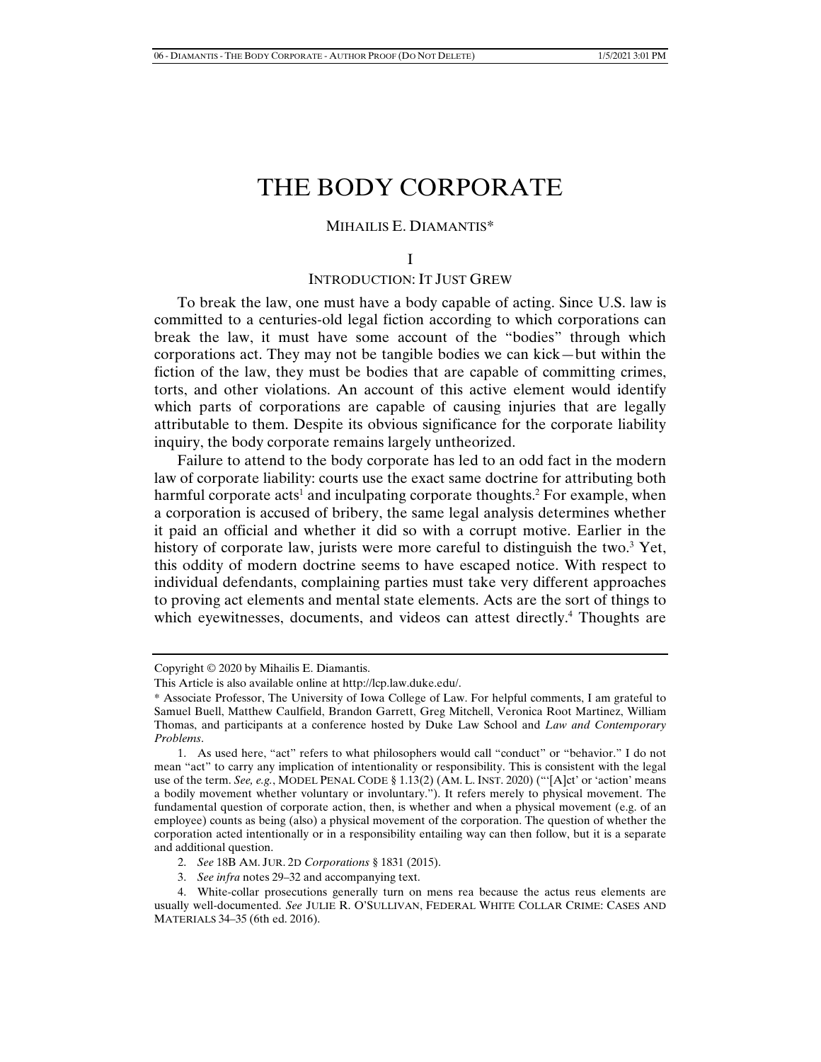# THE BODY CORPORATE

MIHAILIS E. DIAMANTIS*

## I

## INTRODUCTION: IT JUST GREW

To break the law, one must have a body capable of acting. Since U.S. law is committed to a centuries-old legal fiction according to which corporations can break the law, it must have some account of the "bodies" through which corporations act. They may not be tangible bodies we can kick—but within the fiction of the law, they must be bodies that are capable of committing crimes, torts, and other violations. An account of this active element would identify which parts of corporations are capable of causing injuries that are legally attributable to them. Despite its obvious significance for the corporate liability inquiry, the body corporate remains largely untheorized.

Failure to attend to the body corporate has led to an odd fact in the modern law of corporate liability: courts use the exact same doctrine for attributing both harmful corporate acts[1] and inculpating corporate thoughts.[2] For example, when a corporation is accused of bribery, the same legal analysis determines whether it paid an official and whether it did so with a corrupt motive. Earlier in the history of corporate law, jurists were more careful to distinguish the two.[3] Yet, this oddity of modern doctrine seems to have escaped notice. With respect to individual defendants, complaining parties must take very different approaches to proving act elements and mental state elements. Acts are the sort of things to which eyewitnesses, documents, and videos can attest directly.[4] Thoughts are

---

Copyright © 2020 by Mihailis E. Diamantis.

This Article is also available online at http://lcp.law.duke.edu/.

\* Associate Professor, The University of Iowa College of Law. For helpful comments, I am grateful to Samuel Buell, Matthew Caulfield, Brandon Garrett, Greg Mitchell, Veronica Root Martinez, William Thomas, and participants at a conference hosted by Duke Law School and *Law and Contemporary Problems*.

1. As used here, "act" refers to what philosophers would call "conduct" or "behavior." I do not mean "act" to carry any implication of intentionality or responsibility. This is consistent with the legal use of the term. *See, e.g.*, MODEL PENAL CODE § 1.13(2) (AM. L. INST. 2020) ("'[A]ct' or 'action' means a bodily movement whether voluntary or involuntary."). It refers merely to physical movement. The fundamental question of corporate action, then, is whether and when a physical movement (e.g. of an employee) counts as being (also) a physical movement of the corporation. The question of whether the corporation acted intentionally or in a responsibility entailing way can then follow, but it is a separate and additional question.

2. *See* 18B AM. JUR. 2D *Corporations* § 1831 (2015).

3. *See infra* notes 29–32 and accompanying text.

4. White-collar prosecutions generally turn on mens rea because the actus reus elements are usually well-documented. *See* JULIE R. O'SULLIVAN, FEDERAL WHITE COLLAR CRIME: CASES AND MATERIALS 34–35 (6th ed. 2016).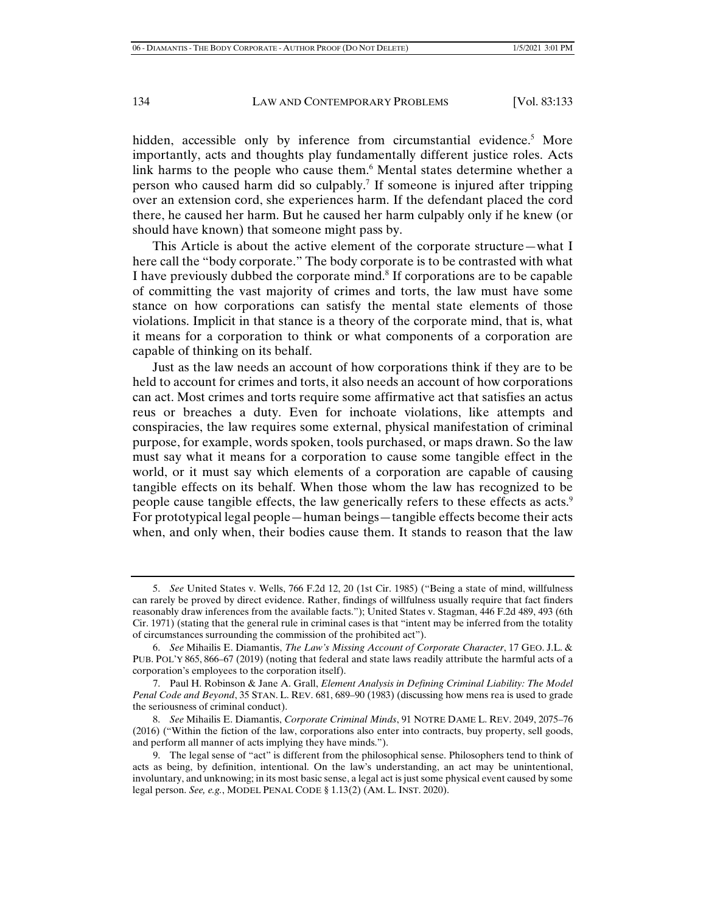hidden, accessible only by inference from circumstantial evidence.[5] More importantly, acts and thoughts play fundamentally different justice roles. Acts link harms to the people who cause them.[6] Mental states determine whether a person who caused harm did so culpably.[7] If someone is injured after tripping over an extension cord, she experiences harm. If the defendant placed the cord there, he caused her harm. But he caused her harm culpably only if he knew (or should have known) that someone might pass by.

This Article is about the active element of the corporate structure—what I here call the "body corporate." The body corporate is to be contrasted with what I have previously dubbed the corporate mind.[8] If corporations are to be capable of committing the vast majority of crimes and torts, the law must have some stance on how corporations can satisfy the mental state elements of those violations. Implicit in that stance is a theory of the corporate mind, that is, what it means for a corporation to think or what components of a corporation are capable of thinking on its behalf.

Just as the law needs an account of how corporations think if they are to be held to account for crimes and torts, it also needs an account of how corporations can act. Most crimes and torts require some affirmative act that satisfies an actus reus or breaches a duty. Even for inchoate violations, like attempts and conspiracies, the law requires some external, physical manifestation of criminal purpose, for example, words spoken, tools purchased, or maps drawn. So the law must say what it means for a corporation to cause some tangible effect in the world, or it must say which elements of a corporation are capable of causing tangible effects on its behalf. When those whom the law has recognized to be people cause tangible effects, the law generically refers to these effects as acts.[9] For prototypical legal people—human beings—tangible effects become their acts when, and only when, their bodies cause them. It stands to reason that the law

---

5. *See* United States v. Wells, 766 F.2d 12, 20 (1st Cir. 1985) ("Being a state of mind, willfulness can rarely be proved by direct evidence. Rather, findings of willfulness usually require that fact finders reasonably draw inferences from the available facts."); United States v. Stagman, 446 F.2d 489, 493 (6th Cir. 1971) (stating that the general rule in criminal cases is that "intent may be inferred from the totality of circumstances surrounding the commission of the prohibited act").

6. *See* Mihailis E. Diamantis, *The Law's Missing Account of Corporate Character*, 17 GEO. J.L. & PUB. POL'Y 865, 866–67 (2019) (noting that federal and state laws readily attribute the harmful acts of a corporation's employees to the corporation itself).

7. Paul H. Robinson & Jane A. Grall, *Element Analysis in Defining Criminal Liability: The Model Penal Code and Beyond*, 35 STAN. L. REV. 681, 689–90 (1983) (discussing how mens rea is used to grade the seriousness of criminal conduct).

8. *See* Mihailis E. Diamantis, *Corporate Criminal Minds*, 91 NOTRE DAME L. REV. 2049, 2075–76 (2016) ("Within the fiction of the law, corporations also enter into contracts, buy property, sell goods, and perform all manner of acts implying they have minds.").

9. The legal sense of "act" is different from the philosophical sense. Philosophers tend to think of acts as being, by definition, intentional. On the law's understanding, an act may be unintentional, involuntary, and unknowing; in its most basic sense, a legal act is just some physical event caused by some legal person. *See, e.g.*, MODEL PENAL CODE § 1.13(2) (AM. L. INST. 2020).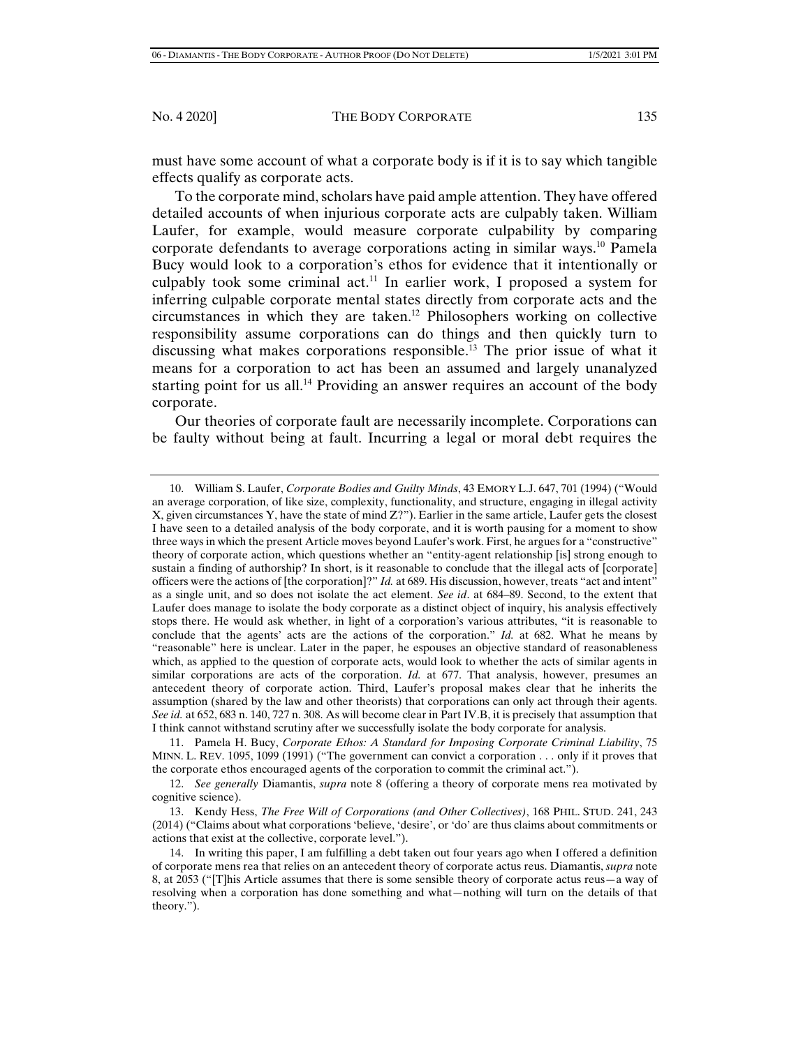must have some account of what a corporate body is if it is to say which tangible effects qualify as corporate acts.

To the corporate mind, scholars have paid ample attention. They have offered detailed accounts of when injurious corporate acts are culpably taken. William Laufer, for example, would measure corporate culpability by comparing corporate defendants to average corporations acting in similar ways.[10] Pamela Bucy would look to a corporation's ethos for evidence that it intentionally or culpably took some criminal act.[11] In earlier work, I proposed a system for inferring culpable corporate mental states directly from corporate acts and the circumstances in which they are taken.[12] Philosophers working on collective responsibility assume corporations can do things and then quickly turn to discussing what makes corporations responsible.[13] The prior issue of what it means for a corporation to act has been an assumed and largely unanalyzed starting point for us all.[14] Providing an answer requires an account of the body corporate.

Our theories of corporate fault are necessarily incomplete. Corporations can be faulty without being at fault. Incurring a legal or moral debt requires the

---

10. William S. Laufer, *Corporate Bodies and Guilty Minds*, 43 EMORY L.J. 647, 701 (1994) ("Would an average corporation, of like size, complexity, functionality, and structure, engaging in illegal activity X, given circumstances Y, have the state of mind Z?"). Earlier in the same article, Laufer gets the closest I have seen to a detailed analysis of the body corporate, and it is worth pausing for a moment to show three ways in which the present Article moves beyond Laufer's work. First, he argues for a "constructive" theory of corporate action, which questions whether an "entity-agent relationship [is] strong enough to sustain a finding of authorship? In short, is it reasonable to conclude that the illegal acts of [corporate] officers were the actions of [the corporation]?" *Id.* at 689. His discussion, however, treats "act and intent" as a single unit, and so does not isolate the act element. *See id*. at 684–89. Second, to the extent that Laufer does manage to isolate the body corporate as a distinct object of inquiry, his analysis effectively stops there. He would ask whether, in light of a corporation's various attributes, "it is reasonable to conclude that the agents' acts are the actions of the corporation." *Id.* at 682. What he means by "reasonable" here is unclear. Later in the paper, he espouses an objective standard of reasonableness which, as applied to the question of corporate acts, would look to whether the acts of similar agents in similar corporations are acts of the corporation. *Id.* at 677. That analysis, however, presumes an antecedent theory of corporate action. Third, Laufer's proposal makes clear that he inherits the assumption (shared by the law and other theorists) that corporations can only act through their agents. *See id.* at 652, 683 n. 140, 727 n. 308. As will become clear in Part IV.B, it is precisely that assumption that I think cannot withstand scrutiny after we successfully isolate the body corporate for analysis.

11. Pamela H. Bucy, *Corporate Ethos: A Standard for Imposing Corporate Criminal Liability*, 75 MINN. L. REV. 1095, 1099 (1991) ("The government can convict a corporation . . . only if it proves that the corporate ethos encouraged agents of the corporation to commit the criminal act.").

12. *See generally* Diamantis, *supra* note 8 (offering a theory of corporate mens rea motivated by cognitive science).

13. Kendy Hess, *The Free Will of Corporations (and Other Collectives)*, 168 PHIL. STUD. 241, 243 (2014) ("Claims about what corporations 'believe, 'desire', or 'do' are thus claims about commitments or actions that exist at the collective, corporate level.").

14. In writing this paper, I am fulfilling a debt taken out four years ago when I offered a definition of corporate mens rea that relies on an antecedent theory of corporate actus reus. Diamantis, *supra* note 8, at 2053 ("[T]his Article assumes that there is some sensible theory of corporate actus reus—a way of resolving when a corporation has done something and what—nothing will turn on the details of that theory.").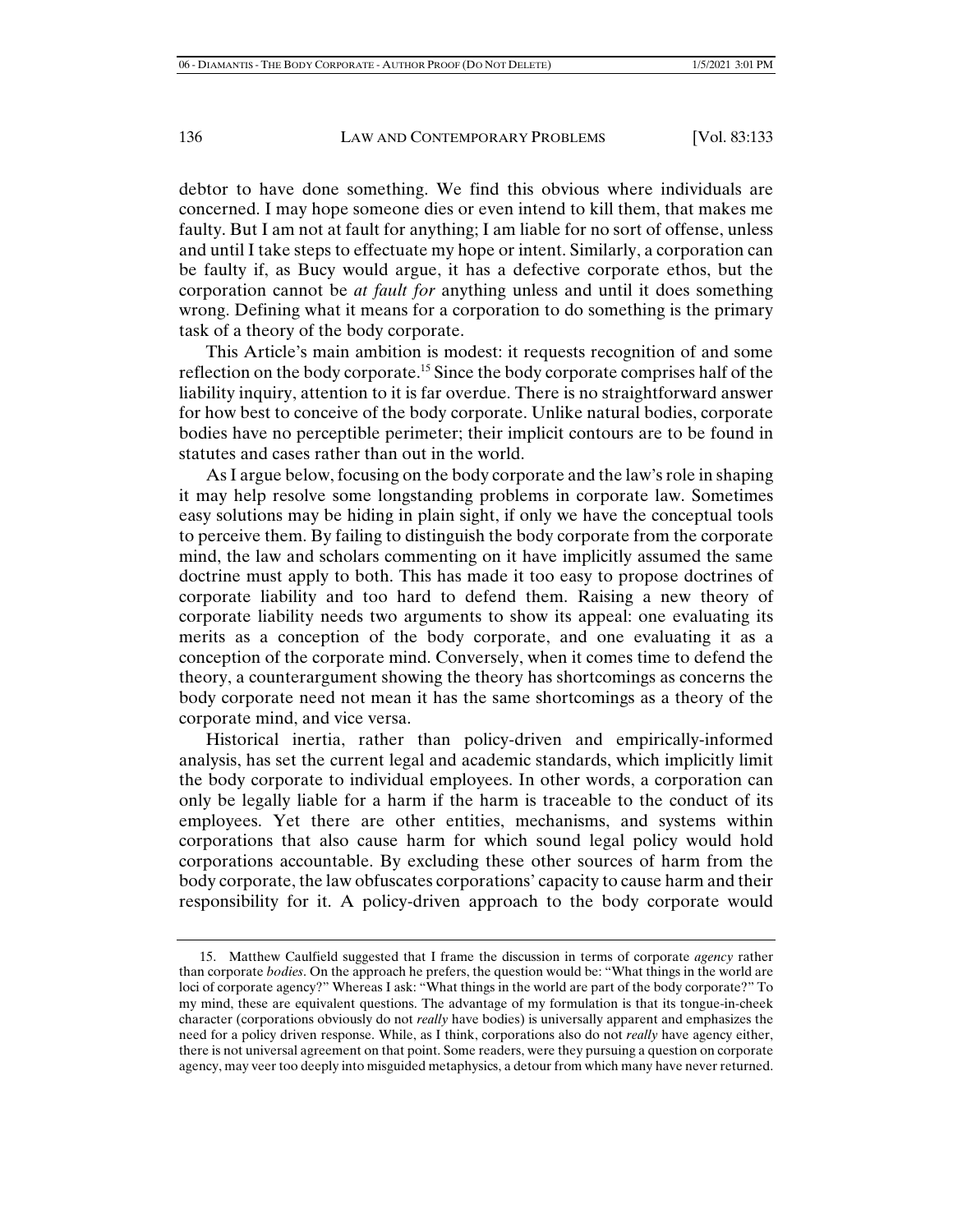debtor to have done something. We find this obvious where individuals are concerned. I may hope someone dies or even intend to kill them, that makes me faulty. But I am not at fault for anything; I am liable for no sort of offense, unless and until I take steps to effectuate my hope or intent. Similarly, a corporation can be faulty if, as Bucy would argue, it has a defective corporate ethos, but the corporation cannot be *at fault for* anything unless and until it does something wrong. Defining what it means for a corporation to do something is the primary task of a theory of the body corporate.

This Article's main ambition is modest: it requests recognition of and some reflection on the body corporate.[15] Since the body corporate comprises half of the liability inquiry, attention to it is far overdue. There is no straightforward answer for how best to conceive of the body corporate. Unlike natural bodies, corporate bodies have no perceptible perimeter; their implicit contours are to be found in statutes and cases rather than out in the world.

As I argue below, focusing on the body corporate and the law's role in shaping it may help resolve some longstanding problems in corporate law. Sometimes easy solutions may be hiding in plain sight, if only we have the conceptual tools to perceive them. By failing to distinguish the body corporate from the corporate mind, the law and scholars commenting on it have implicitly assumed the same doctrine must apply to both. This has made it too easy to propose doctrines of corporate liability and too hard to defend them. Raising a new theory of corporate liability needs two arguments to show its appeal: one evaluating its merits as a conception of the body corporate, and one evaluating it as a conception of the corporate mind. Conversely, when it comes time to defend the theory, a counterargument showing the theory has shortcomings as concerns the body corporate need not mean it has the same shortcomings as a theory of the corporate mind, and vice versa.

Historical inertia, rather than policy-driven and empirically-informed analysis, has set the current legal and academic standards, which implicitly limit the body corporate to individual employees. In other words, a corporation can only be legally liable for a harm if the harm is traceable to the conduct of its employees. Yet there are other entities, mechanisms, and systems within corporations that also cause harm for which sound legal policy would hold corporations accountable. By excluding these other sources of harm from the body corporate, the law obfuscates corporations' capacity to cause harm and their responsibility for it. A policy-driven approach to the body corporate would

---

15. Matthew Caulfield suggested that I frame the discussion in terms of corporate *agency* rather than corporate *bodies*. On the approach he prefers, the question would be: "What things in the world are loci of corporate agency?" Whereas I ask: "What things in the world are part of the body corporate?" To my mind, these are equivalent questions. The advantage of my formulation is that its tongue-in-cheek character (corporations obviously do not *really* have bodies) is universally apparent and emphasizes the need for a policy driven response. While, as I think, corporations also do not *really* have agency either, there is not universal agreement on that point. Some readers, were they pursuing a question on corporate agency, may veer too deeply into misguided metaphysics, a detour from which many have never returned.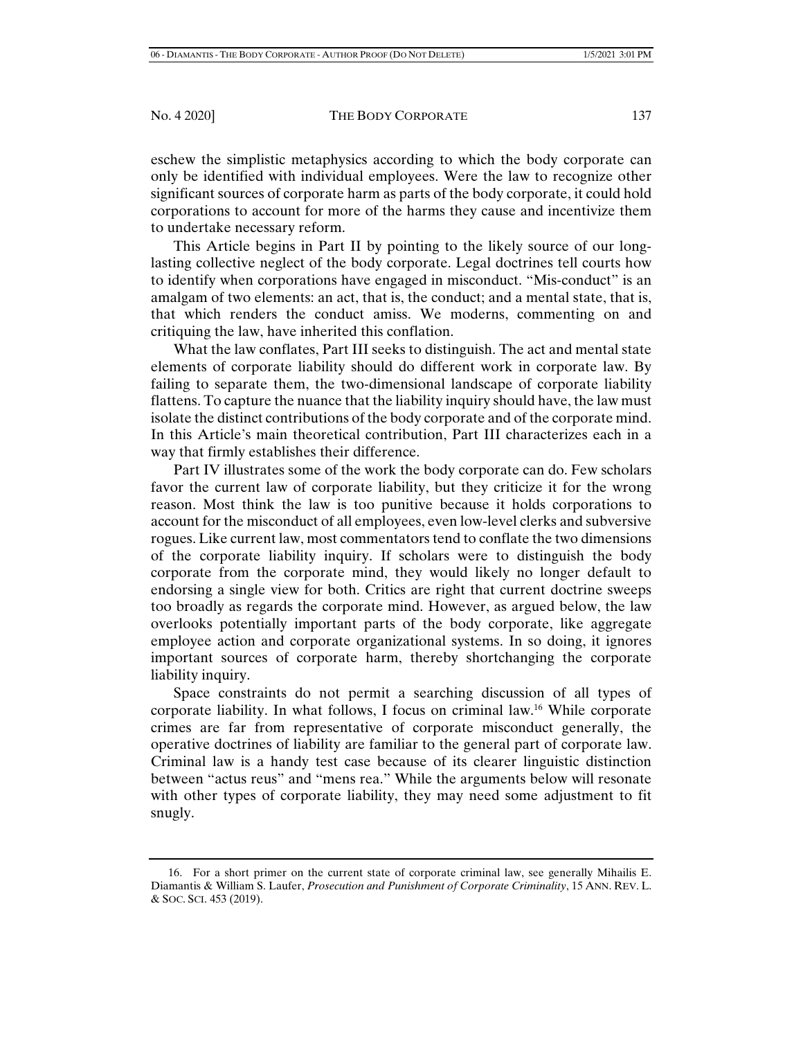eschew the simplistic metaphysics according to which the body corporate can only be identified with individual employees. Were the law to recognize other significant sources of corporate harm as parts of the body corporate, it could hold corporations to account for more of the harms they cause and incentivize them to undertake necessary reform.

This Article begins in Part II by pointing to the likely source of our long-lasting collective neglect of the body corporate. Legal doctrines tell courts how to identify when corporations have engaged in misconduct. "Mis-conduct" is an amalgam of two elements: an act, that is, the conduct; and a mental state, that is, that which renders the conduct amiss. We moderns, commenting on and critiquing the law, have inherited this conflation.

What the law conflates, Part III seeks to distinguish. The act and mental state elements of corporate liability should do different work in corporate law. By failing to separate them, the two-dimensional landscape of corporate liability flattens. To capture the nuance that the liability inquiry should have, the law must isolate the distinct contributions of the body corporate and of the corporate mind. In this Article's main theoretical contribution, Part III characterizes each in a way that firmly establishes their difference.

Part IV illustrates some of the work the body corporate can do. Few scholars favor the current law of corporate liability, but they criticize it for the wrong reason. Most think the law is too punitive because it holds corporations to account for the misconduct of all employees, even low-level clerks and subversive rogues. Like current law, most commentators tend to conflate the two dimensions of the corporate liability inquiry. If scholars were to distinguish the body corporate from the corporate mind, they would likely no longer default to endorsing a single view for both. Critics are right that current doctrine sweeps too broadly as regards the corporate mind. However, as argued below, the law overlooks potentially important parts of the body corporate, like aggregate employee action and corporate organizational systems. In so doing, it ignores important sources of corporate harm, thereby shortchanging the corporate liability inquiry.

Space constraints do not permit a searching discussion of all types of corporate liability. In what follows, I focus on criminal law.[16] While corporate crimes are far from representative of corporate misconduct generally, the operative doctrines of liability are familiar to the general part of corporate law. Criminal law is a handy test case because of its clearer linguistic distinction between "actus reus" and "mens rea." While the arguments below will resonate with other types of corporate liability, they may need some adjustment to fit snugly.

---

16. For a short primer on the current state of corporate criminal law, see generally Mihailis E. Diamantis & William S. Laufer, *Prosecution and Punishment of Corporate Criminality*, 15 ANN. REV. L. & SOC. SCI. 453 (2019).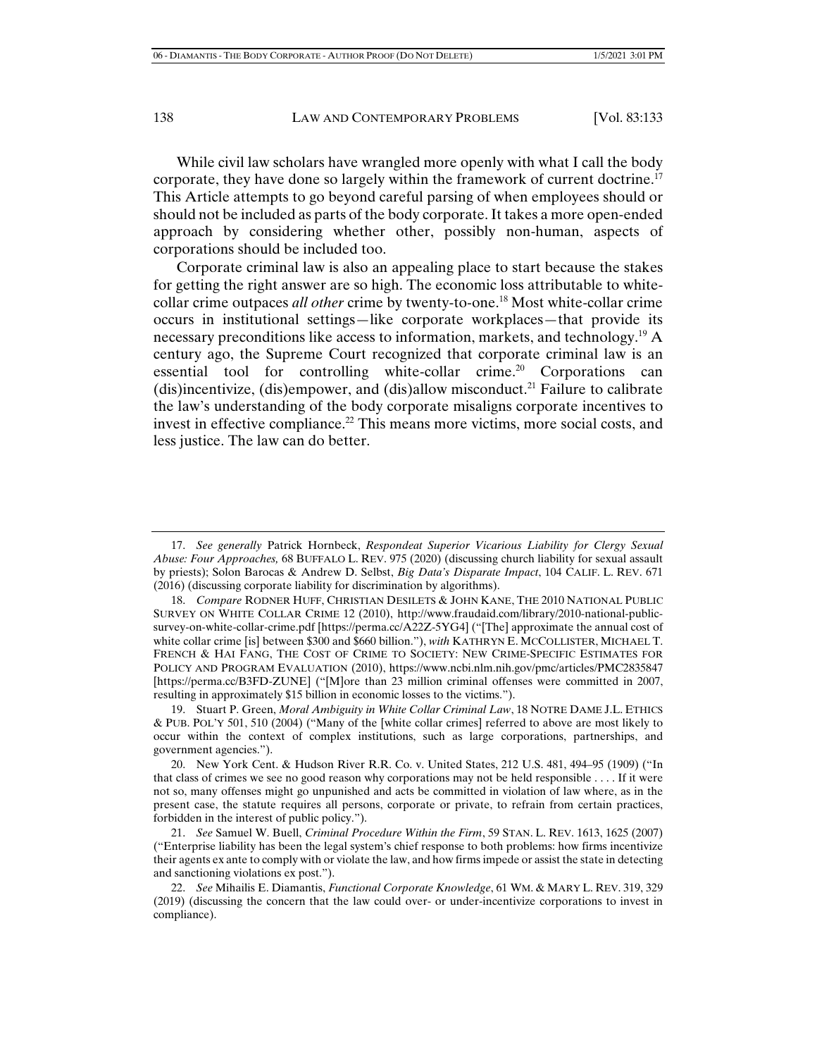While civil law scholars have wrangled more openly with what I call the body corporate, they have done so largely within the framework of current doctrine.[17] This Article attempts to go beyond careful parsing of when employees should or should not be included as parts of the body corporate. It takes a more open-ended approach by considering whether other, possibly non-human, aspects of corporations should be included too.

Corporate criminal law is also an appealing place to start because the stakes for getting the right answer are so high. The economic loss attributable to white-collar crime outpaces *all other* crime by twenty-to-one.[18] Most white-collar crime occurs in institutional settings—like corporate workplaces—that provide its necessary preconditions like access to information, markets, and technology.[19] A century ago, the Supreme Court recognized that corporate criminal law is an essential tool for controlling white-collar crime.[20] Corporations can (dis)incentivize, (dis)empower, and (dis)allow misconduct.[21] Failure to calibrate the law's understanding of the body corporate misaligns corporate incentives to invest in effective compliance.[22] This means more victims, more social costs, and less justice. The law can do better.

---

17. *See generally* Patrick Hornbeck, *Respondeat Superior Vicarious Liability for Clergy Sexual Abuse: Four Approaches,* 68 BUFFALO L. REV. 975 (2020) (discussing church liability for sexual assault by priests); Solon Barocas & Andrew D. Selbst, *Big Data's Disparate Impact*, 104 CALIF. L. REV. 671 (2016) (discussing corporate liability for discrimination by algorithms).

18. *Compare* RODNER HUFF, CHRISTIAN DESILETS & JOHN KANE, THE 2010 NATIONAL PUBLIC SURVEY ON WHITE COLLAR CRIME 12 (2010), http://www.fraudaid.com/library/2010-national-public-survey-on-white-collar-crime.pdf [https://perma.cc/A22Z-5YG4] ("[The] approximate the annual cost of white collar crime [is] between $300 and $660 billion."), *with* KATHRYN E. MCCOLLISTER, MICHAEL T. FRENCH & HAI FANG, THE COST OF CRIME TO SOCIETY: NEW CRIME-SPECIFIC ESTIMATES FOR POLICY AND PROGRAM EVALUATION (2010), https://www.ncbi.nlm.nih.gov/pmc/articles/PMC2835847 [https://perma.cc/B3FD-ZUNE] ("[M]ore than 23 million criminal offenses were committed in 2007, resulting in approximately $15 billion in economic losses to the victims.").

19. Stuart P. Green, *Moral Ambiguity in White Collar Criminal Law*, 18 NOTRE DAME J.L. ETHICS & PUB. POL'Y 501, 510 (2004) ("Many of the [white collar crimes] referred to above are most likely to occur within the context of complex institutions, such as large corporations, partnerships, and government agencies.").

20. New York Cent. & Hudson River R.R. Co. v. United States, 212 U.S. 481, 494–95 (1909) ("In that class of crimes we see no good reason why corporations may not be held responsible . . . . If it were not so, many offenses might go unpunished and acts be committed in violation of law where, as in the present case, the statute requires all persons, corporate or private, to refrain from certain practices, forbidden in the interest of public policy.").

21. *See* Samuel W. Buell, *Criminal Procedure Within the Firm*, 59 STAN. L. REV. 1613, 1625 (2007) ("Enterprise liability has been the legal system's chief response to both problems: how firms incentivize their agents ex ante to comply with or violate the law, and how firms impede or assist the state in detecting and sanctioning violations ex post.").

22. *See* Mihailis E. Diamantis, *Functional Corporate Knowledge*, 61 WM. & MARY L. REV. 319, 329 (2019) (discussing the concern that the law could over- or under-incentivize corporations to invest in compliance).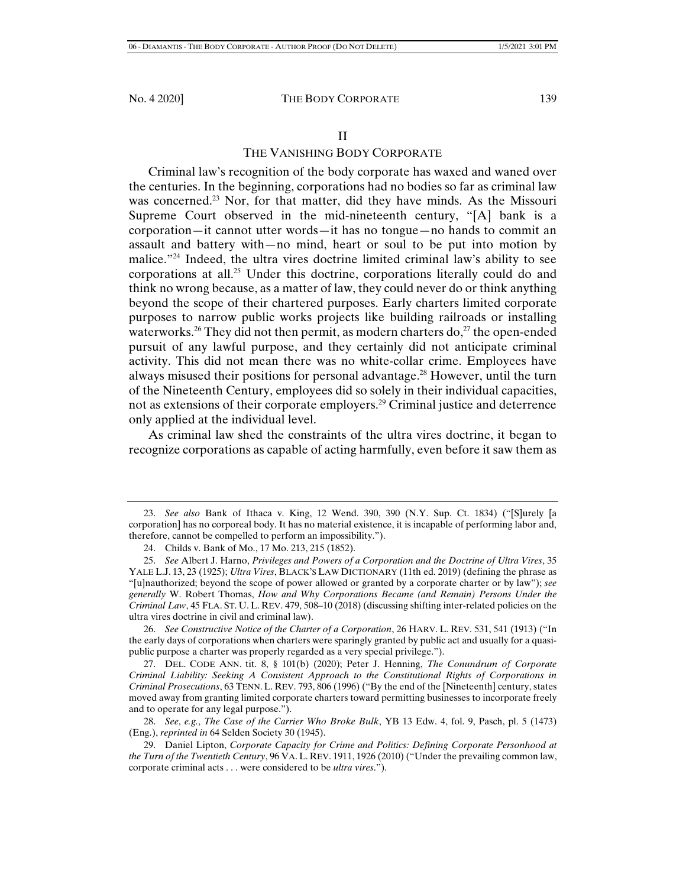## II

## THE VANISHING BODY CORPORATE

Criminal law's recognition of the body corporate has waxed and waned over the centuries. In the beginning, corporations had no bodies so far as criminal law was concerned.[23] Nor, for that matter, did they have minds. As the Missouri Supreme Court observed in the mid-nineteenth century, "[A] bank is a corporation—it cannot utter words—it has no tongue—no hands to commit an assault and battery with—no mind, heart or soul to be put into motion by malice."[24] Indeed, the ultra vires doctrine limited criminal law's ability to see corporations at all.[25] Under this doctrine, corporations literally could do and think no wrong because, as a matter of law, they could never do or think anything beyond the scope of their chartered purposes. Early charters limited corporate purposes to narrow public works projects like building railroads or installing waterworks.[26] They did not then permit, as modern charters do,[27] the open-ended pursuit of any lawful purpose, and they certainly did not anticipate criminal activity. This did not mean there was no white-collar crime. Employees have always misused their positions for personal advantage.[28] However, until the turn of the Nineteenth Century, employees did so solely in their individual capacities, not as extensions of their corporate employers.[29] Criminal justice and deterrence only applied at the individual level.

As criminal law shed the constraints of the ultra vires doctrine, it began to recognize corporations as capable of acting harmfully, even before it saw them as

---

23. *See also* Bank of Ithaca v. King, 12 Wend. 390, 390 (N.Y. Sup. Ct. 1834) ("[S]urely [a corporation] has no corporeal body. It has no material existence, it is incapable of performing labor and, therefore, cannot be compelled to perform an impossibility.").

24. Childs v. Bank of Mo., 17 Mo. 213, 215 (1852).

25. *See* Albert J. Harno, *Privileges and Powers of a Corporation and the Doctrine of Ultra Vires*, 35 YALE L.J. 13, 23 (1925); *Ultra Vires*, BLACK'S LAW DICTIONARY (11th ed. 2019) (defining the phrase as "[u]nauthorized; beyond the scope of power allowed or granted by a corporate charter or by law"); *see generally* W. Robert Thomas, *How and Why Corporations Became (and Remain) Persons Under the Criminal Law*, 45 FLA. ST. U. L. REV. 479, 508–10 (2018) (discussing shifting inter-related policies on the ultra vires doctrine in civil and criminal law).

26. *See Constructive Notice of the Charter of a Corporation*, 26 HARV. L. REV. 531, 541 (1913) ("In the early days of corporations when charters were sparingly granted by public act and usually for a quasi-public purpose a charter was properly regarded as a very special privilege.").

27. DEL. CODE ANN. tit. 8, § 101(b) (2020); Peter J. Henning, *The Conundrum of Corporate Criminal Liability: Seeking A Consistent Approach to the Constitutional Rights of Corporations in Criminal Prosecutions*, 63 TENN. L. REV. 793, 806 (1996) ("By the end of the [Nineteenth] century, states moved away from granting limited corporate charters toward permitting businesses to incorporate freely and to operate for any legal purpose.").

28. *See, e.g.*, *The Case of the Carrier Who Broke Bulk*, YB 13 Edw. 4, fol. 9, Pasch, pl. 5 (1473) (Eng.), *reprinted in* 64 Selden Society 30 (1945).

29. Daniel Lipton, *Corporate Capacity for Crime and Politics: Defining Corporate Personhood at the Turn of the Twentieth Century*, 96 VA. L. REV. 1911, 1926 (2010) ("Under the prevailing common law, corporate criminal acts . . . were considered to be *ultra vires*.").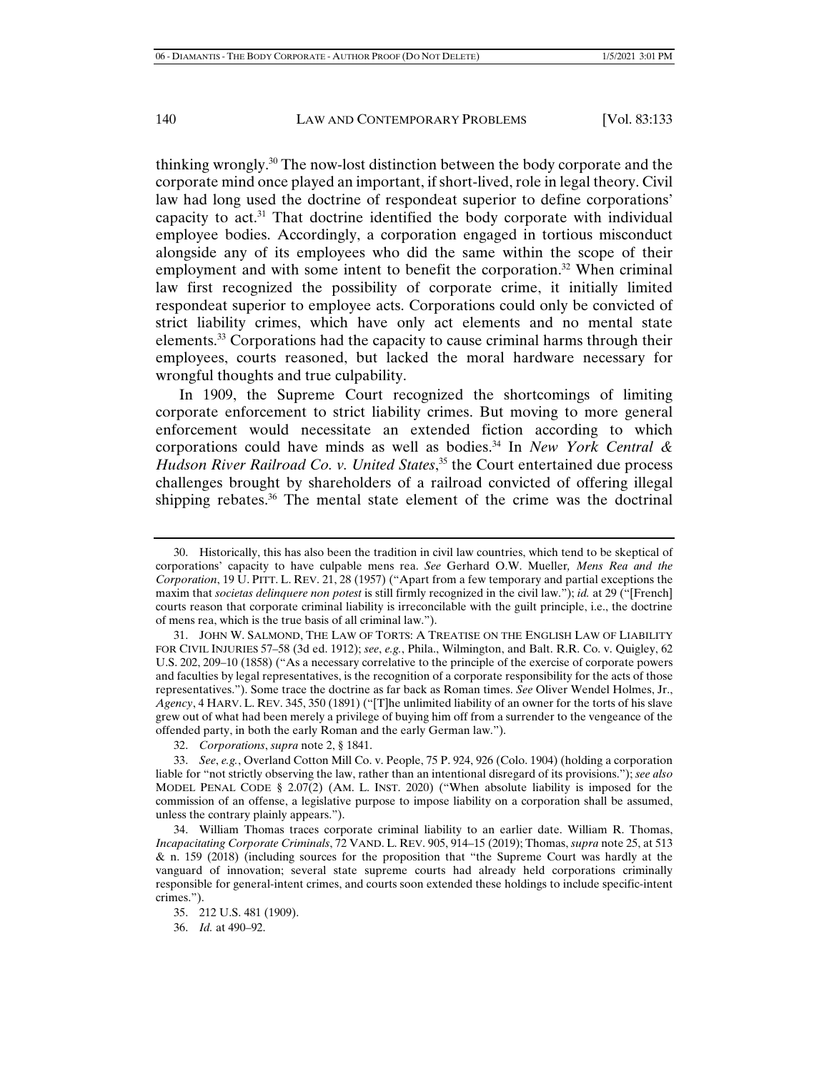thinking wrongly.[30] The now-lost distinction between the body corporate and the corporate mind once played an important, if short-lived, role in legal theory. Civil law had long used the doctrine of respondeat superior to define corporations' capacity to act.[31] That doctrine identified the body corporate with individual employee bodies. Accordingly, a corporation engaged in tortious misconduct alongside any of its employees who did the same within the scope of their employment and with some intent to benefit the corporation.[32] When criminal law first recognized the possibility of corporate crime, it initially limited respondeat superior to employee acts. Corporations could only be convicted of strict liability crimes, which have only act elements and no mental state elements.[33] Corporations had the capacity to cause criminal harms through their employees, courts reasoned, but lacked the moral hardware necessary for wrongful thoughts and true culpability.

In 1909, the Supreme Court recognized the shortcomings of limiting corporate enforcement to strict liability crimes. But moving to more general enforcement would necessitate an extended fiction according to which corporations could have minds as well as bodies.[34] In *New York Central & Hudson River Railroad Co. v. United States*,[35] the Court entertained due process challenges brought by shareholders of a railroad convicted of offering illegal shipping rebates.[36] The mental state element of the crime was the doctrinal

---

30. Historically, this has also been the tradition in civil law countries, which tend to be skeptical of corporations' capacity to have culpable mens rea. *See* Gerhard O.W. Mueller, *Mens Rea and the Corporation*, 19 U. PITT. L. REV. 21, 28 (1957) ("Apart from a few temporary and partial exceptions the maxim that *societas delinquere non potest* is still firmly recognized in the civil law."); *id.* at 29 ("[French] courts reason that corporate criminal liability is irreconcilable with the guilt principle, i.e., the doctrine of mens rea, which is the true basis of all criminal law.").

31. JOHN W. SALMOND, THE LAW OF TORTS: A TREATISE ON THE ENGLISH LAW OF LIABILITY FOR CIVIL INJURIES 57–58 (3d ed. 1912); *see*, *e.g.*, Phila., Wilmington, and Balt. R.R. Co. v. Quigley, 62 U.S. 202, 209–10 (1858) ("As a necessary correlative to the principle of the exercise of corporate powers and faculties by legal representatives, is the recognition of a corporate responsibility for the acts of those representatives."). Some trace the doctrine as far back as Roman times. *See* Oliver Wendel Holmes, Jr., *Agency*, 4 HARV. L. REV. 345, 350 (1891) ("[T]he unlimited liability of an owner for the torts of his slave grew out of what had been merely a privilege of buying him off from a surrender to the vengeance of the offended party, in both the early Roman and the early German law.").

32. *Corporations*, *supra* note 2, § 1841.

33. *See*, *e.g.*, Overland Cotton Mill Co. v. People, 75 P. 924, 926 (Colo. 1904) (holding a corporation liable for "not strictly observing the law, rather than an intentional disregard of its provisions."); *see also* MODEL PENAL CODE § 2.07(2) (AM. L. INST. 2020) ("When absolute liability is imposed for the commission of an offense, a legislative purpose to impose liability on a corporation shall be assumed, unless the contrary plainly appears.").

34. William Thomas traces corporate criminal liability to an earlier date. William R. Thomas, *Incapacitating Corporate Criminals*, 72 VAND. L. REV. 905, 914–15 (2019); Thomas, *supra* note 25, at 513 & n. 159 (2018) (including sources for the proposition that "the Supreme Court was hardly at the vanguard of innovation; several state supreme courts had already held corporations criminally responsible for general-intent crimes, and courts soon extended these holdings to include specific-intent crimes.").

35. 212 U.S. 481 (1909).

36. *Id.* at 490–92.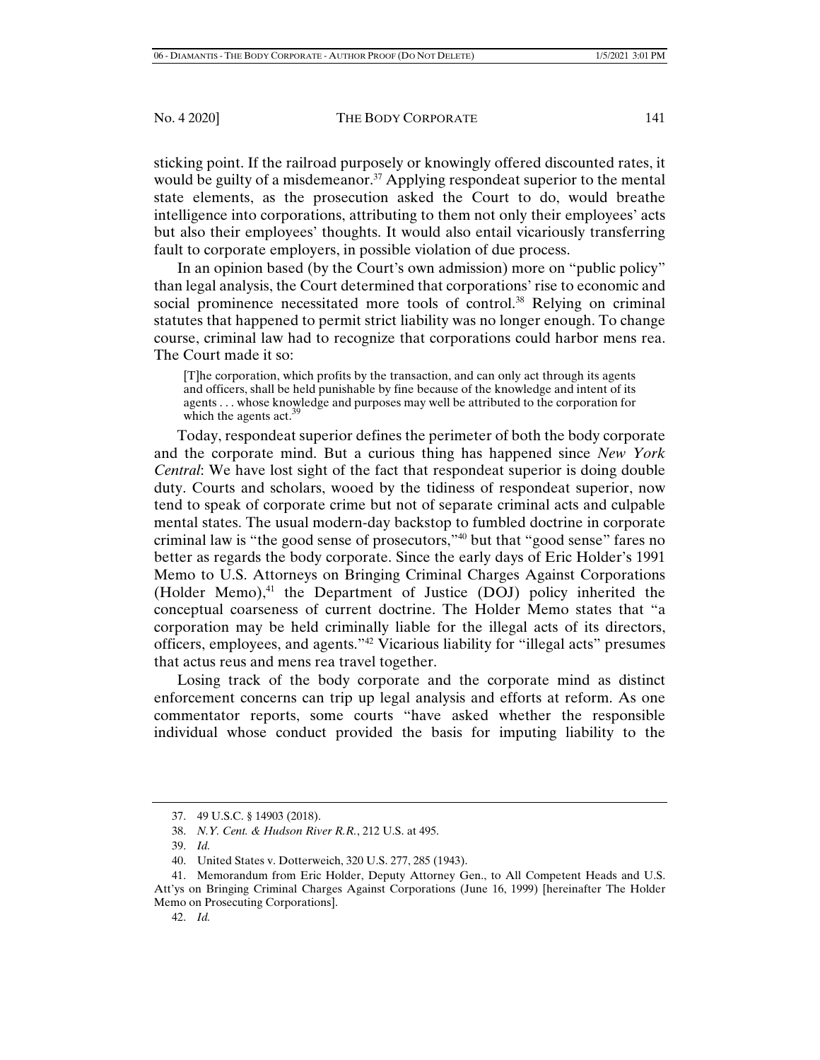sticking point. If the railroad purposely or knowingly offered discounted rates, it would be guilty of a misdemeanor.[37] Applying respondeat superior to the mental state elements, as the prosecution asked the Court to do, would breathe intelligence into corporations, attributing to them not only their employees' acts but also their employees' thoughts. It would also entail vicariously transferring fault to corporate employers, in possible violation of due process.

In an opinion based (by the Court's own admission) more on "public policy" than legal analysis, the Court determined that corporations' rise to economic and social prominence necessitated more tools of control.[38] Relying on criminal statutes that happened to permit strict liability was no longer enough. To change course, criminal law had to recognize that corporations could harbor mens rea. The Court made it so:

> [T]he corporation, which profits by the transaction, and can only act through its agents and officers, shall be held punishable by fine because of the knowledge and intent of its agents . . . whose knowledge and purposes may well be attributed to the corporation for which the agents act.[39]

Today, respondeat superior defines the perimeter of both the body corporate and the corporate mind. But a curious thing has happened since *New York Central*: We have lost sight of the fact that respondeat superior is doing double duty. Courts and scholars, wooed by the tidiness of respondeat superior, now tend to speak of corporate crime but not of separate criminal acts and culpable mental states. The usual modern-day backstop to fumbled doctrine in corporate criminal law is "the good sense of prosecutors,"[40] but that "good sense" fares no better as regards the body corporate. Since the early days of Eric Holder's 1991 Memo to U.S. Attorneys on Bringing Criminal Charges Against Corporations (Holder Memo),[41] the Department of Justice (DOJ) policy inherited the conceptual coarseness of current doctrine. The Holder Memo states that "a corporation may be held criminally liable for the illegal acts of its directors, officers, employees, and agents."[42] Vicarious liability for "illegal acts" presumes that actus reus and mens rea travel together.

Losing track of the body corporate and the corporate mind as distinct enforcement concerns can trip up legal analysis and efforts at reform. As one commentator reports, some courts "have asked whether the responsible individual whose conduct provided the basis for imputing liability to the

---

37. 49 U.S.C. § 14903 (2018).

38. *N.Y. Cent. & Hudson River R.R.*, 212 U.S. at 495.

39. *Id.*

40. United States v. Dotterweich, 320 U.S. 277, 285 (1943).

41. Memorandum from Eric Holder, Deputy Attorney Gen., to All Competent Heads and U.S. Att'ys on Bringing Criminal Charges Against Corporations (June 16, 1999) [hereinafter The Holder Memo on Prosecuting Corporations].

42. *Id.*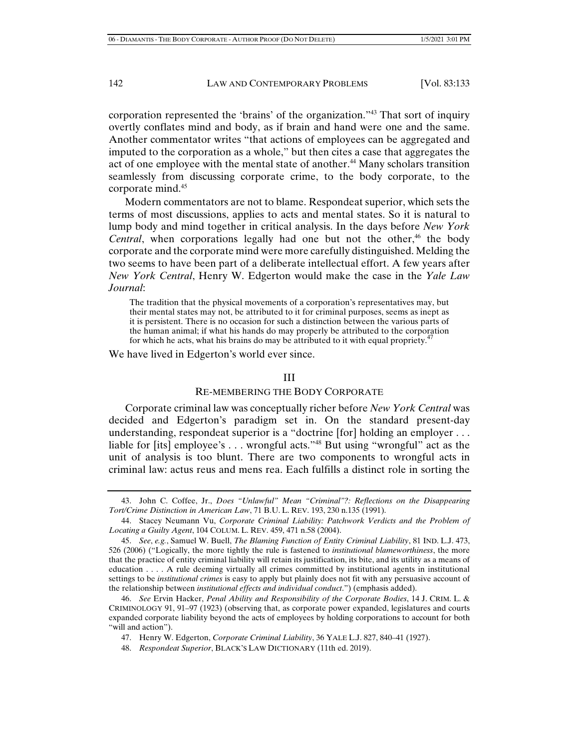corporation represented the 'brains' of the organization."[43] That sort of inquiry overtly conflates mind and body, as if brain and hand were one and the same. Another commentator writes "that actions of employees can be aggregated and imputed to the corporation as a whole," but then cites a case that aggregates the act of one employee with the mental state of another.[44] Many scholars transition seamlessly from discussing corporate crime, to the body corporate, to the corporate mind.[45]

Modern commentators are not to blame. Respondeat superior, which sets the terms of most discussions, applies to acts and mental states. So it is natural to lump body and mind together in critical analysis. In the days before *New York Central*, when corporations legally had one but not the other,[46] the body corporate and the corporate mind were more carefully distinguished. Melding the two seems to have been part of a deliberate intellectual effort. A few years after *New York Central*, Henry W. Edgerton would make the case in the *Yale Law Journal*:

> The tradition that the physical movements of a corporation's representatives may, but their mental states may not, be attributed to it for criminal purposes, seems as inept as it is persistent. There is no occasion for such a distinction between the various parts of the human animal; if what his hands do may properly be attributed to the corporation for which he acts, what his brains do may be attributed to it with equal propriety.[47]

We have lived in Edgerton's world ever since.

## III

## RE-MEMBERING THE BODY CORPORATE

Corporate criminal law was conceptually richer before *New York Central* was decided and Edgerton's paradigm set in. On the standard present-day understanding, respondeat superior is a "doctrine [for] holding an employer . . . liable for [its] employee's . . . wrongful acts."[48] But using "wrongful" act as the unit of analysis is too blunt. There are two components to wrongful acts in criminal law: actus reus and mens rea. Each fulfills a distinct role in sorting the

---

43. John C. Coffee, Jr., *Does "Unlawful" Mean "Criminal"?: Reflections on the Disappearing Tort/Crime Distinction in American Law*, 71 B.U. L. REV. 193, 230 n.135 (1991).

44. Stacey Neumann Vu, *Corporate Criminal Liability: Patchwork Verdicts and the Problem of Locating a Guilty Agent*, 104 COLUM. L. REV. 459, 471 n.58 (2004).

45. *See*, *e.g.*, Samuel W. Buell, *The Blaming Function of Entity Criminal Liability*, 81 IND. L.J. 473, 526 (2006) ("Logically, the more tightly the rule is fastened to *institutional blameworthiness*, the more that the practice of entity criminal liability will retain its justification, its bite, and its utility as a means of education . . . . A rule deeming virtually all crimes committed by institutional agents in institutional settings to be *institutional crimes* is easy to apply but plainly does not fit with any persuasive account of the relationship between *institutional effects and individual conduct*.") (emphasis added).

46. *See* Ervin Hacker, *Penal Ability and Responsibility of the Corporate Bodies*, 14 J. CRIM. L. & CRIMINOLOGY 91, 91–97 (1923) (observing that, as corporate power expanded, legislatures and courts expanded corporate liability beyond the acts of employees by holding corporations to account for both "will and action").

47. Henry W. Edgerton, *Corporate Criminal Liability*, 36 YALE L.J. 827, 840–41 (1927).

48. *Respondeat Superior*, BLACK'S LAW DICTIONARY (11th ed. 2019).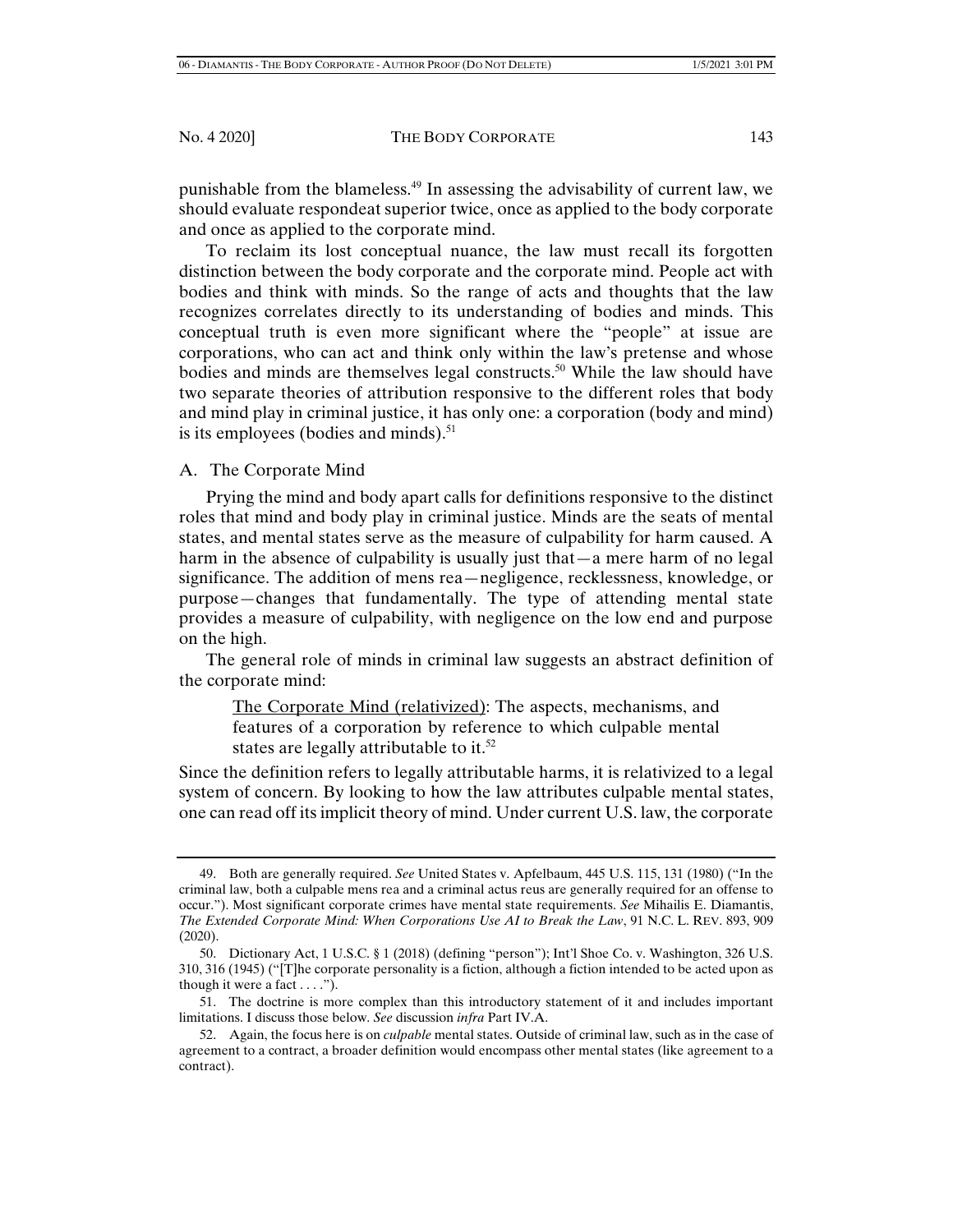punishable from the blameless.[49] In assessing the advisability of current law, we should evaluate respondeat superior twice, once as applied to the body corporate and once as applied to the corporate mind.

To reclaim its lost conceptual nuance, the law must recall its forgotten distinction between the body corporate and the corporate mind. People act with bodies and think with minds. So the range of acts and thoughts that the law recognizes correlates directly to its understanding of bodies and minds. This conceptual truth is even more significant where the "people" at issue are corporations, who can act and think only within the law's pretense and whose bodies and minds are themselves legal constructs.[50] While the law should have two separate theories of attribution responsive to the different roles that body and mind play in criminal justice, it has only one: a corporation (body and mind) is its employees (bodies and minds).[51]

## A. The Corporate Mind

Prying the mind and body apart calls for definitions responsive to the distinct roles that mind and body play in criminal justice. Minds are the seats of mental states, and mental states serve as the measure of culpability for harm caused. A harm in the absence of culpability is usually just that—a mere harm of no legal significance. The addition of mens rea—negligence, recklessness, knowledge, or purpose—changes that fundamentally. The type of attending mental state provides a measure of culpability, with negligence on the low end and purpose on the high.

The general role of minds in criminal law suggests an abstract definition of the corporate mind:

> <u>The Corporate Mind (relativized)</u>: The aspects, mechanisms, and features of a corporation by reference to which culpable mental states are legally attributable to it.[52]

Since the definition refers to legally attributable harms, it is relativized to a legal system of concern. By looking to how the law attributes culpable mental states, one can read off its implicit theory of mind. Under current U.S. law, the corporate

---

49. Both are generally required. *See* United States v. Apfelbaum, 445 U.S. 115, 131 (1980) ("In the criminal law, both a culpable mens rea and a criminal actus reus are generally required for an offense to occur."). Most significant corporate crimes have mental state requirements. *See* Mihailis E. Diamantis, *The Extended Corporate Mind: When Corporations Use AI to Break the Law*, 91 N.C. L. REV. 893, 909 (2020).

50. Dictionary Act, 1 U.S.C. § 1 (2018) (defining "person"); Int'l Shoe Co. v. Washington, 326 U.S. 310, 316 (1945) ("[T]he corporate personality is a fiction, although a fiction intended to be acted upon as though it were a fact . . . .").

51. The doctrine is more complex than this introductory statement of it and includes important limitations. I discuss those below. *See* discussion *infra* Part IV.A.

52. Again, the focus here is on *culpable* mental states. Outside of criminal law, such as in the case of agreement to a contract, a broader definition would encompass other mental states (like agreement to a contract).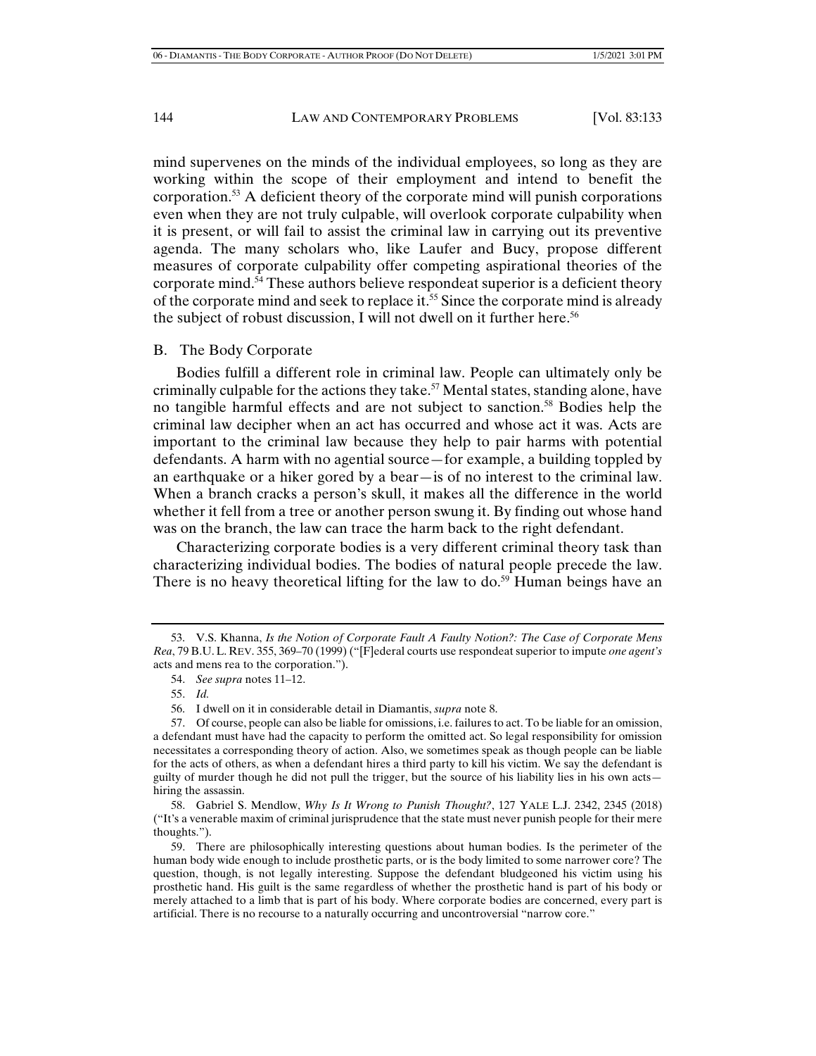mind supervenes on the minds of the individual employees, so long as they are working within the scope of their employment and intend to benefit the corporation.[53] A deficient theory of the corporate mind will punish corporations even when they are not truly culpable, will overlook corporate culpability when it is present, or will fail to assist the criminal law in carrying out its preventive agenda. The many scholars who, like Laufer and Bucy, propose different measures of corporate culpability offer competing aspirational theories of the corporate mind.[54] These authors believe respondeat superior is a deficient theory of the corporate mind and seek to replace it.[55] Since the corporate mind is already the subject of robust discussion, I will not dwell on it further here.[56]

## B. The Body Corporate

Bodies fulfill a different role in criminal law. People can ultimately only be criminally culpable for the actions they take.[57] Mental states, standing alone, have no tangible harmful effects and are not subject to sanction.[58] Bodies help the criminal law decipher when an act has occurred and whose act it was. Acts are important to the criminal law because they help to pair harms with potential defendants. A harm with no agential source—for example, a building toppled by an earthquake or a hiker gored by a bear—is of no interest to the criminal law. When a branch cracks a person's skull, it makes all the difference in the world whether it fell from a tree or another person swung it. By finding out whose hand was on the branch, the law can trace the harm back to the right defendant.

Characterizing corporate bodies is a very different criminal theory task than characterizing individual bodies. The bodies of natural people precede the law. There is no heavy theoretical lifting for the law to do.[59] Human beings have an

---

53. V.S. Khanna, *Is the Notion of Corporate Fault A Faulty Notion?: The Case of Corporate Mens Rea*, 79 B.U. L. REV. 355, 369–70 (1999) ("[F]ederal courts use respondeat superior to impute *one agent's* acts and mens rea to the corporation.").

54. *See supra* notes 11–12.

55. *Id.*

56. I dwell on it in considerable detail in Diamantis, *supra* note 8.

57. Of course, people can also be liable for omissions, i.e. failures to act. To be liable for an omission, a defendant must have had the capacity to perform the omitted act. So legal responsibility for omission necessitates a corresponding theory of action. Also, we sometimes speak as though people can be liable for the acts of others, as when a defendant hires a third party to kill his victim. We say the defendant is guilty of murder though he did not pull the trigger, but the source of his liability lies in his own acts—hiring the assassin.

58. Gabriel S. Mendlow, *Why Is It Wrong to Punish Thought?*, 127 YALE L.J. 2342, 2345 (2018) ("It's a venerable maxim of criminal jurisprudence that the state must never punish people for their mere thoughts.").

59. There are philosophically interesting questions about human bodies. Is the perimeter of the human body wide enough to include prosthetic parts, or is the body limited to some narrower core? The question, though, is not legally interesting. Suppose the defendant bludgeoned his victim using his prosthetic hand. His guilt is the same regardless of whether the prosthetic hand is part of his body or merely attached to a limb that is part of his body. Where corporate bodies are concerned, every part is artificial. There is no recourse to a naturally occurring and uncontroversial "narrow core."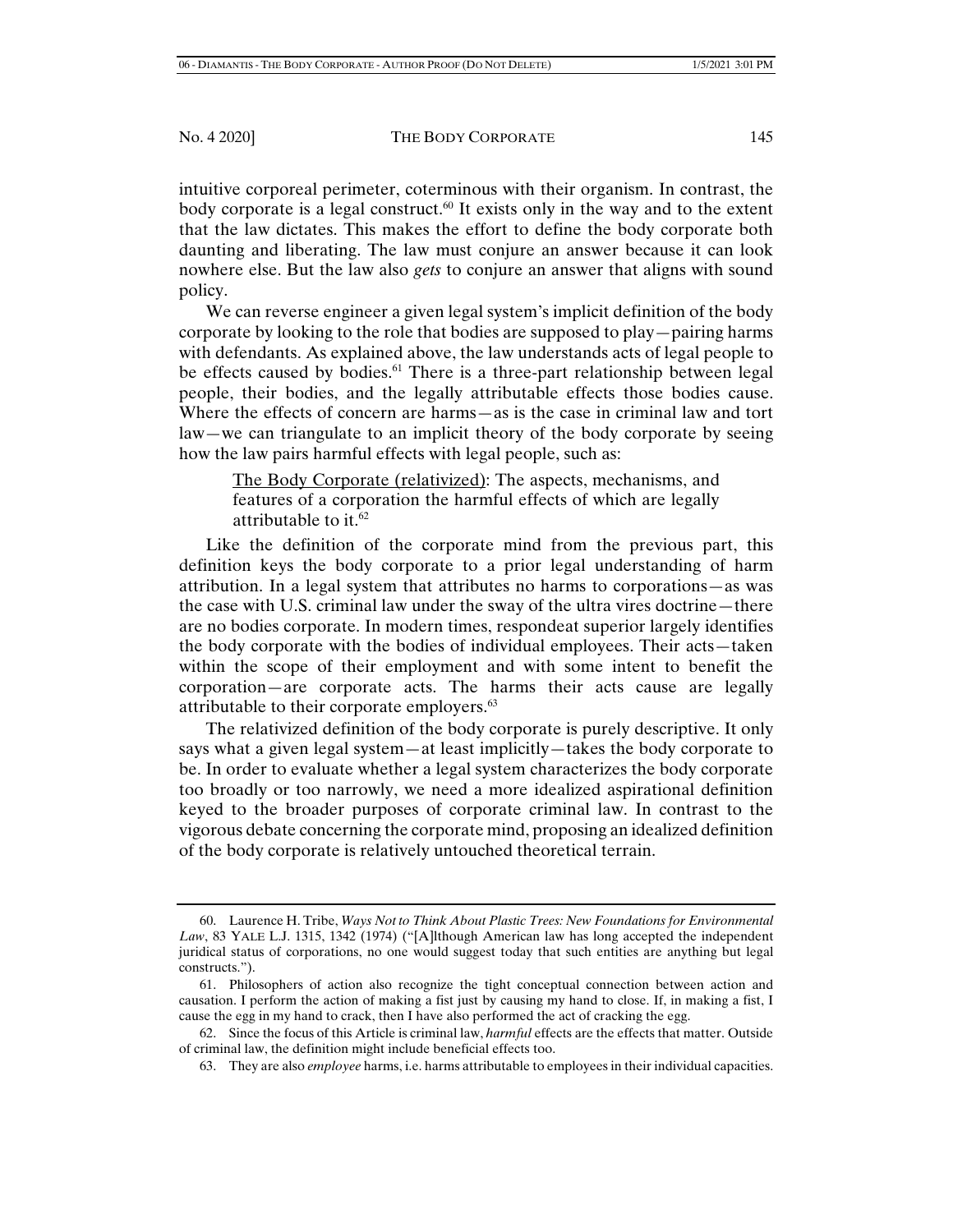intuitive corporeal perimeter, coterminous with their organism. In contrast, the body corporate is a legal construct.[60] It exists only in the way and to the extent that the law dictates. This makes the effort to define the body corporate both daunting and liberating. The law must conjure an answer because it can look nowhere else. But the law also *gets* to conjure an answer that aligns with sound policy.

We can reverse engineer a given legal system's implicit definition of the body corporate by looking to the role that bodies are supposed to play—pairing harms with defendants. As explained above, the law understands acts of legal people to be effects caused by bodies.[61] There is a three-part relationship between legal people, their bodies, and the legally attributable effects those bodies cause. Where the effects of concern are harms—as is the case in criminal law and tort law—we can triangulate to an implicit theory of the body corporate by seeing how the law pairs harmful effects with legal people, such as:

> <u>The Body Corporate (relativized)</u>: The aspects, mechanisms, and features of a corporation the harmful effects of which are legally attributable to it.[62]

Like the definition of the corporate mind from the previous part, this definition keys the body corporate to a prior legal understanding of harm attribution. In a legal system that attributes no harms to corporations—as was the case with U.S. criminal law under the sway of the ultra vires doctrine—there are no bodies corporate. In modern times, respondeat superior largely identifies the body corporate with the bodies of individual employees. Their acts—taken within the scope of their employment and with some intent to benefit the corporation—are corporate acts. The harms their acts cause are legally attributable to their corporate employers.[63]

The relativized definition of the body corporate is purely descriptive. It only says what a given legal system—at least implicitly—takes the body corporate to be. In order to evaluate whether a legal system characterizes the body corporate too broadly or too narrowly, we need a more idealized aspirational definition keyed to the broader purposes of corporate criminal law. In contrast to the vigorous debate concerning the corporate mind, proposing an idealized definition of the body corporate is relatively untouched theoretical terrain.

---

60. Laurence H. Tribe, *Ways Not to Think About Plastic Trees: New Foundations for Environmental Law*, 83 YALE L.J. 1315, 1342 (1974) ("[A]lthough American law has long accepted the independent juridical status of corporations, no one would suggest today that such entities are anything but legal constructs.").

61. Philosophers of action also recognize the tight conceptual connection between action and causation. I perform the action of making a fist just by causing my hand to close. If, in making a fist, I cause the egg in my hand to crack, then I have also performed the act of cracking the egg.

62. Since the focus of this Article is criminal law, *harmful* effects are the effects that matter. Outside of criminal law, the definition might include beneficial effects too.

63. They are also *employee* harms, i.e. harms attributable to employees in their individual capacities.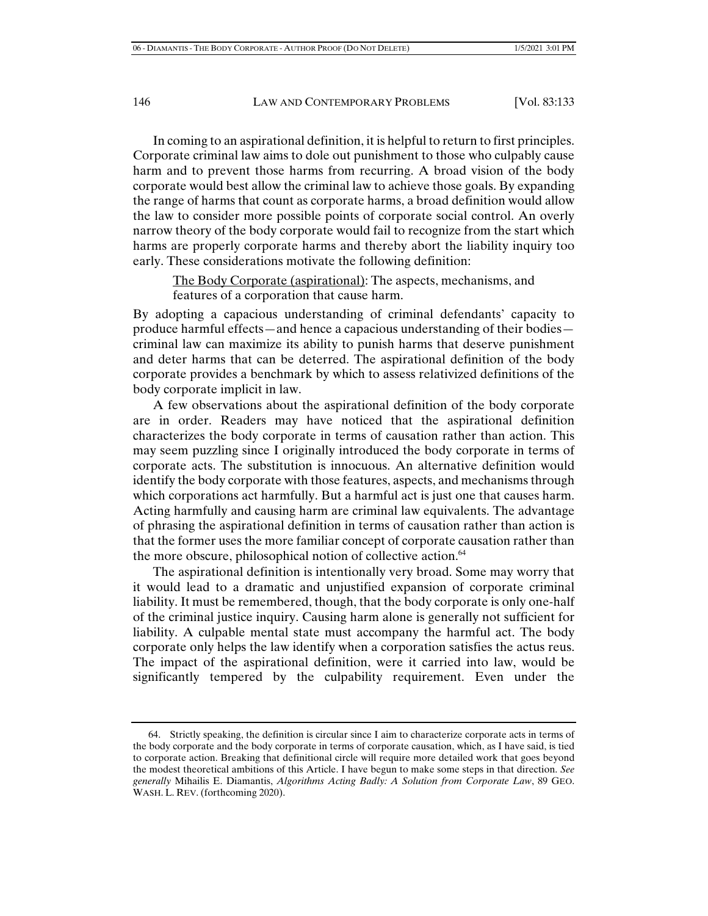In coming to an aspirational definition, it is helpful to return to first principles. Corporate criminal law aims to dole out punishment to those who culpably cause harm and to prevent those harms from recurring. A broad vision of the body corporate would best allow the criminal law to achieve those goals. By expanding the range of harms that count as corporate harms, a broad definition would allow the law to consider more possible points of corporate social control. An overly narrow theory of the body corporate would fail to recognize from the start which harms are properly corporate harms and thereby abort the liability inquiry too early. These considerations motivate the following definition:

> <u>The Body Corporate (aspirational)</u>: The aspects, mechanisms, and features of a corporation that cause harm.

By adopting a capacious understanding of criminal defendants' capacity to produce harmful effects—and hence a capacious understanding of their bodies—criminal law can maximize its ability to punish harms that deserve punishment and deter harms that can be deterred. The aspirational definition of the body corporate provides a benchmark by which to assess relativized definitions of the body corporate implicit in law.

A few observations about the aspirational definition of the body corporate are in order. Readers may have noticed that the aspirational definition characterizes the body corporate in terms of causation rather than action. This may seem puzzling since I originally introduced the body corporate in terms of corporate acts. The substitution is innocuous. An alternative definition would identify the body corporate with those features, aspects, and mechanisms through which corporations act harmfully. But a harmful act is just one that causes harm. Acting harmfully and causing harm are criminal law equivalents. The advantage of phrasing the aspirational definition in terms of causation rather than action is that the former uses the more familiar concept of corporate causation rather than the more obscure, philosophical notion of collective action.[64]

The aspirational definition is intentionally very broad. Some may worry that it would lead to a dramatic and unjustified expansion of corporate criminal liability. It must be remembered, though, that the body corporate is only one-half of the criminal justice inquiry. Causing harm alone is generally not sufficient for liability. A culpable mental state must accompany the harmful act. The body corporate only helps the law identify when a corporation satisfies the actus reus. The impact of the aspirational definition, were it carried into law, would be significantly tempered by the culpability requirement. Even under the

---

64. Strictly speaking, the definition is circular since I aim to characterize corporate acts in terms of the body corporate and the body corporate in terms of corporate causation, which, as I have said, is tied to corporate action. Breaking that definitional circle will require more detailed work that goes beyond the modest theoretical ambitions of this Article. I have begun to make some steps in that direction. *See generally* Mihailis E. Diamantis, *Algorithms Acting Badly: A Solution from Corporate Law*, 89 GEO. WASH. L. REV. (forthcoming 2020).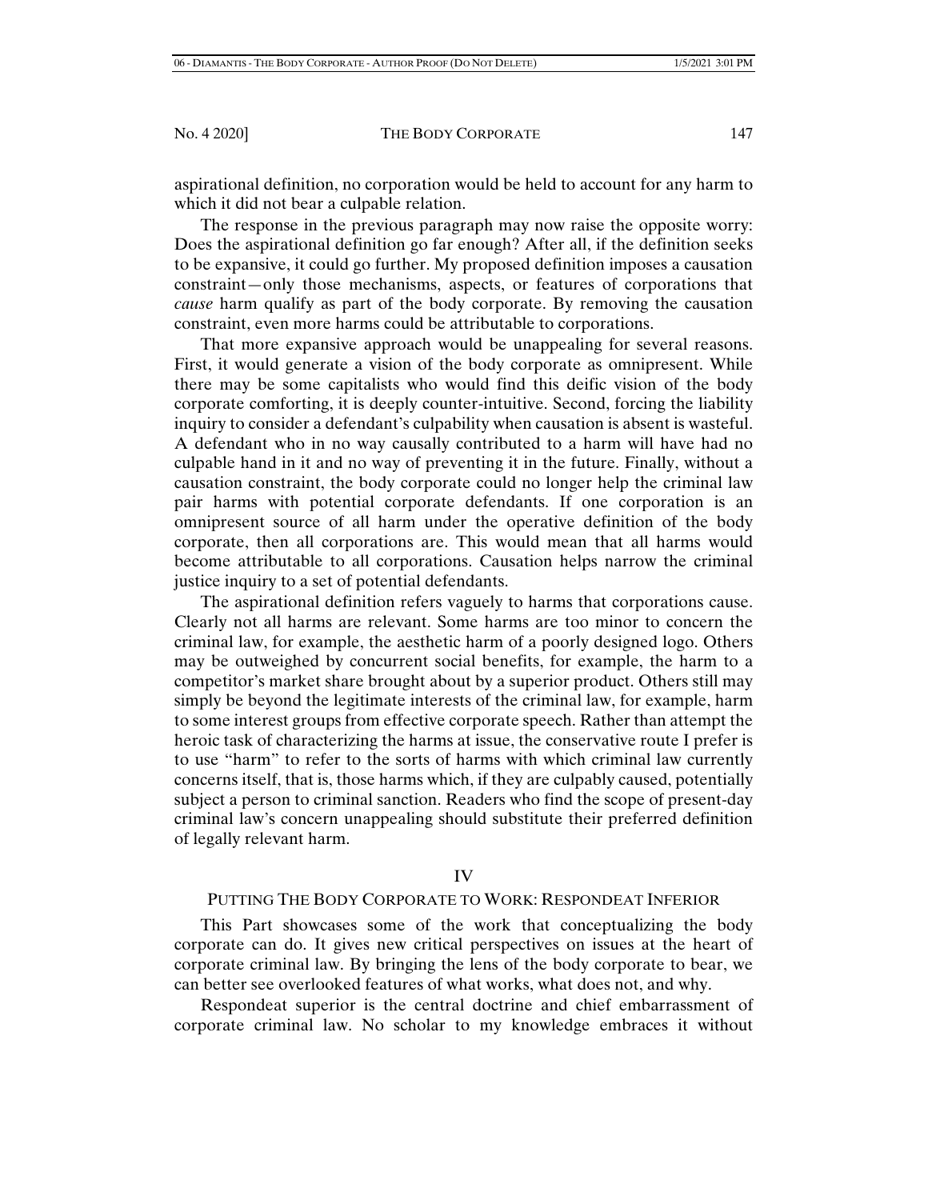aspirational definition, no corporation would be held to account for any harm to which it did not bear a culpable relation.

The response in the previous paragraph may now raise the opposite worry: Does the aspirational definition go far enough? After all, if the definition seeks to be expansive, it could go further. My proposed definition imposes a causation constraint—only those mechanisms, aspects, or features of corporations that *cause* harm qualify as part of the body corporate. By removing the causation constraint, even more harms could be attributable to corporations.

That more expansive approach would be unappealing for several reasons. First, it would generate a vision of the body corporate as omnipresent. While there may be some capitalists who would find this deific vision of the body corporate comforting, it is deeply counter-intuitive. Second, forcing the liability inquiry to consider a defendant's culpability when causation is absent is wasteful. A defendant who in no way causally contributed to a harm will have had no culpable hand in it and no way of preventing it in the future. Finally, without a causation constraint, the body corporate could no longer help the criminal law pair harms with potential corporate defendants. If one corporation is an omnipresent source of all harm under the operative definition of the body corporate, then all corporations are. This would mean that all harms would become attributable to all corporations. Causation helps narrow the criminal justice inquiry to a set of potential defendants.

The aspirational definition refers vaguely to harms that corporations cause. Clearly not all harms are relevant. Some harms are too minor to concern the criminal law, for example, the aesthetic harm of a poorly designed logo. Others may be outweighed by concurrent social benefits, for example, the harm to a competitor's market share brought about by a superior product. Others still may simply be beyond the legitimate interests of the criminal law, for example, harm to some interest groups from effective corporate speech. Rather than attempt the heroic task of characterizing the harms at issue, the conservative route I prefer is to use "harm" to refer to the sorts of harms with which criminal law currently concerns itself, that is, those harms which, if they are culpably caused, potentially subject a person to criminal sanction. Readers who find the scope of present-day criminal law's concern unappealing should substitute their preferred definition of legally relevant harm.

# IV

## PUTTING THE BODY CORPORATE TO WORK: RESPONDEAT INFERIOR

This Part showcases some of the work that conceptualizing the body corporate can do. It gives new critical perspectives on issues at the heart of corporate criminal law. By bringing the lens of the body corporate to bear, we can better see overlooked features of what works, what does not, and why.

Respondeat superior is the central doctrine and chief embarrassment of corporate criminal law. No scholar to my knowledge embraces it without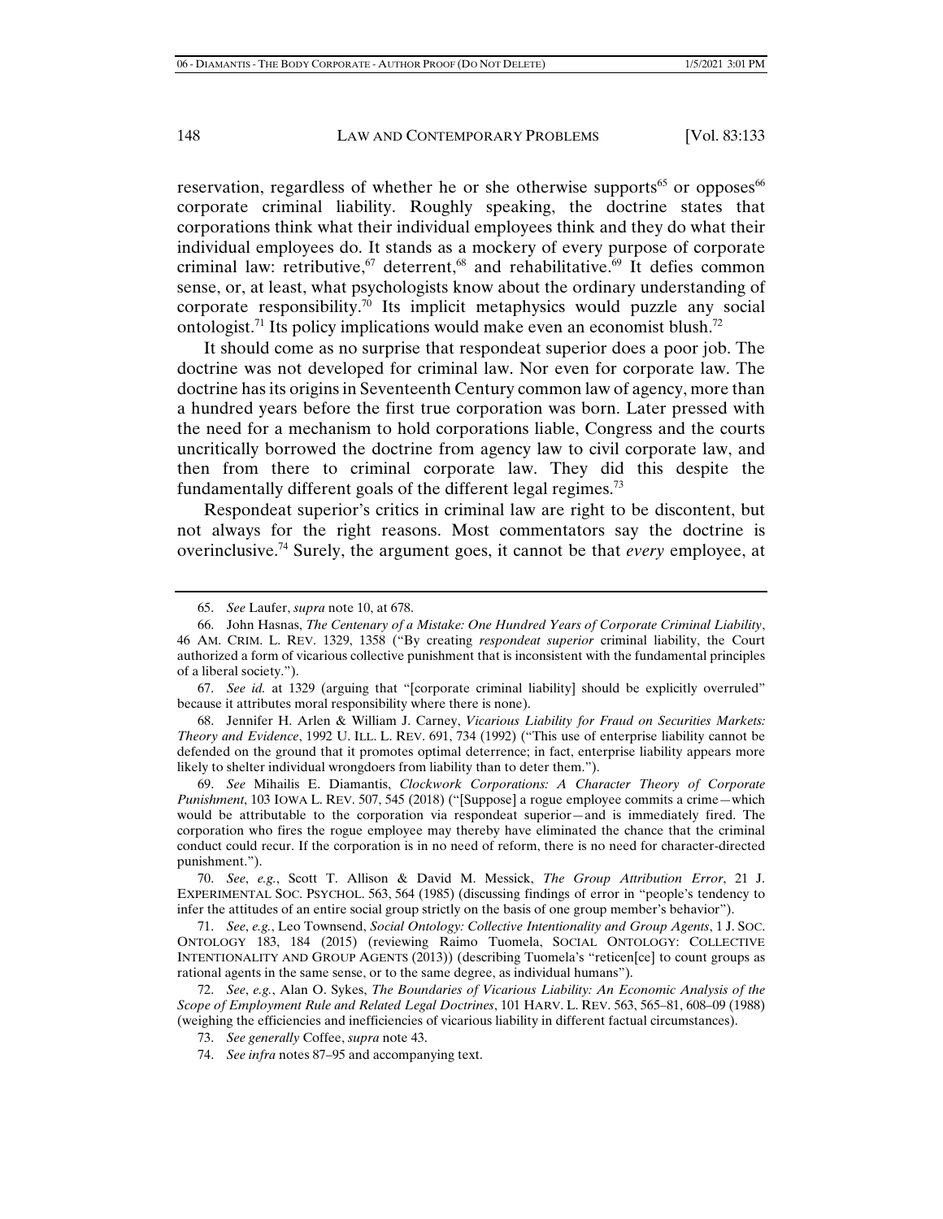reservation, regardless of whether he or she otherwise supports[65] or opposes[66] corporate criminal liability. Roughly speaking, the doctrine states that corporations think what their individual employees think and they do what their individual employees do. It stands as a mockery of every purpose of corporate criminal law: retributive,[67] deterrent,[68] and rehabilitative.[69] It defies common sense, or, at least, what psychologists know about the ordinary understanding of corporate responsibility.[70] Its implicit metaphysics would puzzle any social ontologist.[71] Its policy implications would make even an economist blush.[72]

It should come as no surprise that respondeat superior does a poor job. The doctrine was not developed for criminal law. Nor even for corporate law. The doctrine has its origins in Seventeenth Century common law of agency, more than a hundred years before the first true corporation was born. Later pressed with the need for a mechanism to hold corporations liable, Congress and the courts uncritically borrowed the doctrine from agency law to civil corporate law, and then from there to criminal corporate law. They did this despite the fundamentally different goals of the different legal regimes.[73]

Respondeat superior's critics in criminal law are right to be discontent, but not always for the right reasons. Most commentators say the doctrine is overinclusive.[74] Surely, the argument goes, it cannot be that *every* employee, at

---

65. *See* Laufer, *supra* note 10, at 678.

66. John Hasnas, *The Centenary of a Mistake: One Hundred Years of Corporate Criminal Liability*, 46 AM. CRIM. L. REV. 1329, 1358 ("By creating *respondeat superior* criminal liability, the Court authorized a form of vicarious collective punishment that is inconsistent with the fundamental principles of a liberal society.").

67. *See id.* at 1329 (arguing that "[corporate criminal liability] should be explicitly overruled" because it attributes moral responsibility where there is none).

68. Jennifer H. Arlen & William J. Carney, *Vicarious Liability for Fraud on Securities Markets: Theory and Evidence*, 1992 U. ILL. L. REV. 691, 734 (1992) ("This use of enterprise liability cannot be defended on the ground that it promotes optimal deterrence; in fact, enterprise liability appears more likely to shelter individual wrongdoers from liability than to deter them.").

69. *See* Mihailis E. Diamantis, *Clockwork Corporations: A Character Theory of Corporate Punishment*, 103 IOWA L. REV. 507, 545 (2018) ("[Suppose] a rogue employee commits a crime—which would be attributable to the corporation via respondeat superior—and is immediately fired. The corporation who fires the rogue employee may thereby have eliminated the chance that the criminal conduct could recur. If the corporation is in no need of reform, there is no need for character-directed punishment.").

70. *See*, *e.g.*, Scott T. Allison & David M. Messick, *The Group Attribution Error*, 21 J. EXPERIMENTAL SOC. PSYCHOL. 563, 564 (1985) (discussing findings of error in "people's tendency to infer the attitudes of an entire social group strictly on the basis of one group member's behavior").

71. *See*, *e.g.*, Leo Townsend, *Social Ontology: Collective Intentionality and Group Agents*, 1 J. SOC. ONTOLOGY 183, 184 (2015) (reviewing Raimo Tuomela, SOCIAL ONTOLOGY: COLLECTIVE INTENTIONALITY AND GROUP AGENTS (2013)) (describing Tuomela's "reticen[ce] to count groups as rational agents in the same sense, or to the same degree, as individual humans").

72. *See*, *e.g.*, Alan O. Sykes, *The Boundaries of Vicarious Liability: An Economic Analysis of the Scope of Employment Rule and Related Legal Doctrines*, 101 HARV. L. REV. 563, 565–81, 608–09 (1988) (weighing the efficiencies and inefficiencies of vicarious liability in different factual circumstances).

73. *See generally* Coffee, *supra* note 43.

74. *See infra* notes 87–95 and accompanying text.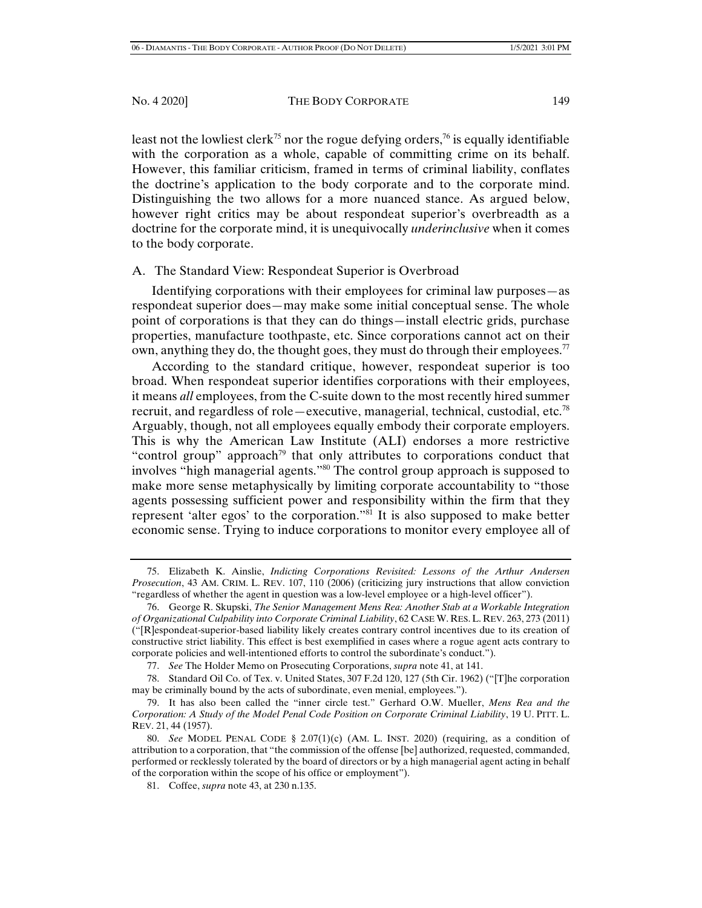least not the lowliest clerk[75] nor the rogue defying orders,[76] is equally identifiable with the corporation as a whole, capable of committing crime on its behalf. However, this familiar criticism, framed in terms of criminal liability, conflates the doctrine's application to the body corporate and to the corporate mind. Distinguishing the two allows for a more nuanced stance. As argued below, however right critics may be about respondeat superior's overbreadth as a doctrine for the corporate mind, it is unequivocally *underinclusive* when it comes to the body corporate.

## A. The Standard View: Respondeat Superior is Overbroad

Identifying corporations with their employees for criminal law purposes—as respondeat superior does—may make some initial conceptual sense. The whole point of corporations is that they can do things—install electric grids, purchase properties, manufacture toothpaste, etc. Since corporations cannot act on their own, anything they do, the thought goes, they must do through their employees.[77]

According to the standard critique, however, respondeat superior is too broad. When respondeat superior identifies corporations with their employees, it means *all* employees, from the C-suite down to the most recently hired summer recruit, and regardless of role—executive, managerial, technical, custodial, etc.[78] Arguably, though, not all employees equally embody their corporate employers. This is why the American Law Institute (ALI) endorses a more restrictive "control group" approach[79] that only attributes to corporations conduct that involves "high managerial agents."[80] The control group approach is supposed to make more sense metaphysically by limiting corporate accountability to "those agents possessing sufficient power and responsibility within the firm that they represent 'alter egos' to the corporation."[81] It is also supposed to make better economic sense. Trying to induce corporations to monitor every employee all of

---

75. Elizabeth K. Ainslie, *Indicting Corporations Revisited: Lessons of the Arthur Andersen Prosecution*, 43 AM. CRIM. L. REV. 107, 110 (2006) (criticizing jury instructions that allow conviction "regardless of whether the agent in question was a low-level employee or a high-level officer").

76. George R. Skupski, *The Senior Management Mens Rea: Another Stab at a Workable Integration of Organizational Culpability into Corporate Criminal Liability*, 62 CASE W. RES. L. REV. 263, 273 (2011) ("[R]espondeat-superior-based liability likely creates contrary control incentives due to its creation of constructive strict liability. This effect is best exemplified in cases where a rogue agent acts contrary to corporate policies and well-intentioned efforts to control the subordinate's conduct.").

77. *See* The Holder Memo on Prosecuting Corporations, *supra* note 41, at 141.

78. Standard Oil Co. of Tex. v. United States, 307 F.2d 120, 127 (5th Cir. 1962) ("[T]he corporation may be criminally bound by the acts of subordinate, even menial, employees.").

79. It has also been called the "inner circle test." Gerhard O.W. Mueller, *Mens Rea and the Corporation: A Study of the Model Penal Code Position on Corporate Criminal Liability*, 19 U. PITT. L. REV. 21, 44 (1957).

80. *See* MODEL PENAL CODE § 2.07(1)(c) (AM. L. INST. 2020) (requiring, as a condition of attribution to a corporation, that "the commission of the offense [be] authorized, requested, commanded, performed or recklessly tolerated by the board of directors or by a high managerial agent acting in behalf of the corporation within the scope of his office or employment").

81. Coffee, *supra* note 43, at 230 n.135.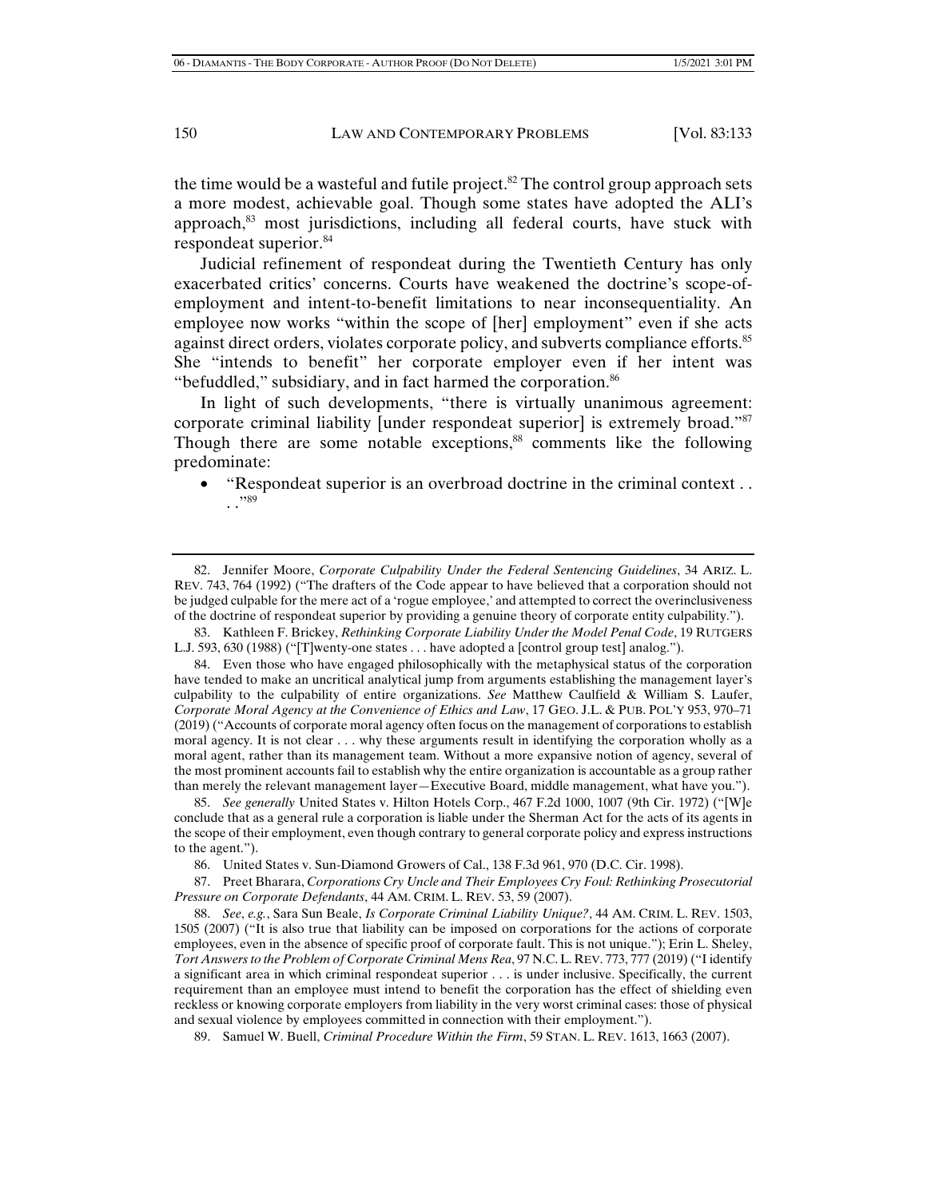the time would be a wasteful and futile project.[82] The control group approach sets a more modest, achievable goal. Though some states have adopted the ALI's approach,[83] most jurisdictions, including all federal courts, have stuck with respondeat superior.[84]

Judicial refinement of respondeat during the Twentieth Century has only exacerbated critics' concerns. Courts have weakened the doctrine's scope-of-employment and intent-to-benefit limitations to near inconsequentiality. An employee now works "within the scope of [her] employment" even if she acts against direct orders, violates corporate policy, and subverts compliance efforts.[85] She "intends to benefit" her corporate employer even if her intent was "befuddled," subsidiary, and in fact harmed the corporation.[86]

In light of such developments, "there is virtually unanimous agreement: corporate criminal liability [under respondeat superior] is extremely broad."[87] Though there are some notable exceptions,[88] comments like the following predominate:

- "Respondeat superior is an overbroad doctrine in the criminal context . . . ."[89]

---

82. Jennifer Moore, *Corporate Culpability Under the Federal Sentencing Guidelines*, 34 ARIZ. L. REV. 743, 764 (1992) ("The drafters of the Code appear to have believed that a corporation should not be judged culpable for the mere act of a 'rogue employee,' and attempted to correct the overinclusiveness of the doctrine of respondeat superior by providing a genuine theory of corporate entity culpability.").

83. Kathleen F. Brickey, *Rethinking Corporate Liability Under the Model Penal Code*, 19 RUTGERS L.J. 593, 630 (1988) ("[T]wenty-one states . . . have adopted a [control group test] analog.").

84. Even those who have engaged philosophically with the metaphysical status of the corporation have tended to make an uncritical analytical jump from arguments establishing the management layer's culpability to the culpability of entire organizations. *See* Matthew Caulfield & William S. Laufer, *Corporate Moral Agency at the Convenience of Ethics and Law*, 17 GEO. J.L. & PUB. POL'Y 953, 970–71 (2019) ("Accounts of corporate moral agency often focus on the management of corporations to establish moral agency. It is not clear . . . why these arguments result in identifying the corporation wholly as a moral agent, rather than its management team. Without a more expansive notion of agency, several of the most prominent accounts fail to establish why the entire organization is accountable as a group rather than merely the relevant management layer—Executive Board, middle management, what have you.").

85. *See generally* United States v. Hilton Hotels Corp., 467 F.2d 1000, 1007 (9th Cir. 1972) ("[W]e conclude that as a general rule a corporation is liable under the Sherman Act for the acts of its agents in the scope of their employment, even though contrary to general corporate policy and express instructions to the agent.").

86. United States v. Sun-Diamond Growers of Cal., 138 F.3d 961, 970 (D.C. Cir. 1998).

87. Preet Bharara, *Corporations Cry Uncle and Their Employees Cry Foul: Rethinking Prosecutorial Pressure on Corporate Defendants*, 44 AM. CRIM. L. REV. 53, 59 (2007).

88. *See, e.g.*, Sara Sun Beale, *Is Corporate Criminal Liability Unique?*, 44 AM. CRIM. L. REV. 1503, 1505 (2007) ("It is also true that liability can be imposed on corporations for the actions of corporate employees, even in the absence of specific proof of corporate fault. This is not unique."); Erin L. Sheley, *Tort Answers to the Problem of Corporate Criminal Mens Rea*, 97 N.C. L. REV. 773, 777 (2019) ("I identify a significant area in which criminal respondeat superior . . . is under inclusive. Specifically, the current requirement than an employee must intend to benefit the corporation has the effect of shielding even reckless or knowing corporate employers from liability in the very worst criminal cases: those of physical and sexual violence by employees committed in connection with their employment.").

89. Samuel W. Buell, *Criminal Procedure Within the Firm*, 59 STAN. L. REV. 1613, 1663 (2007).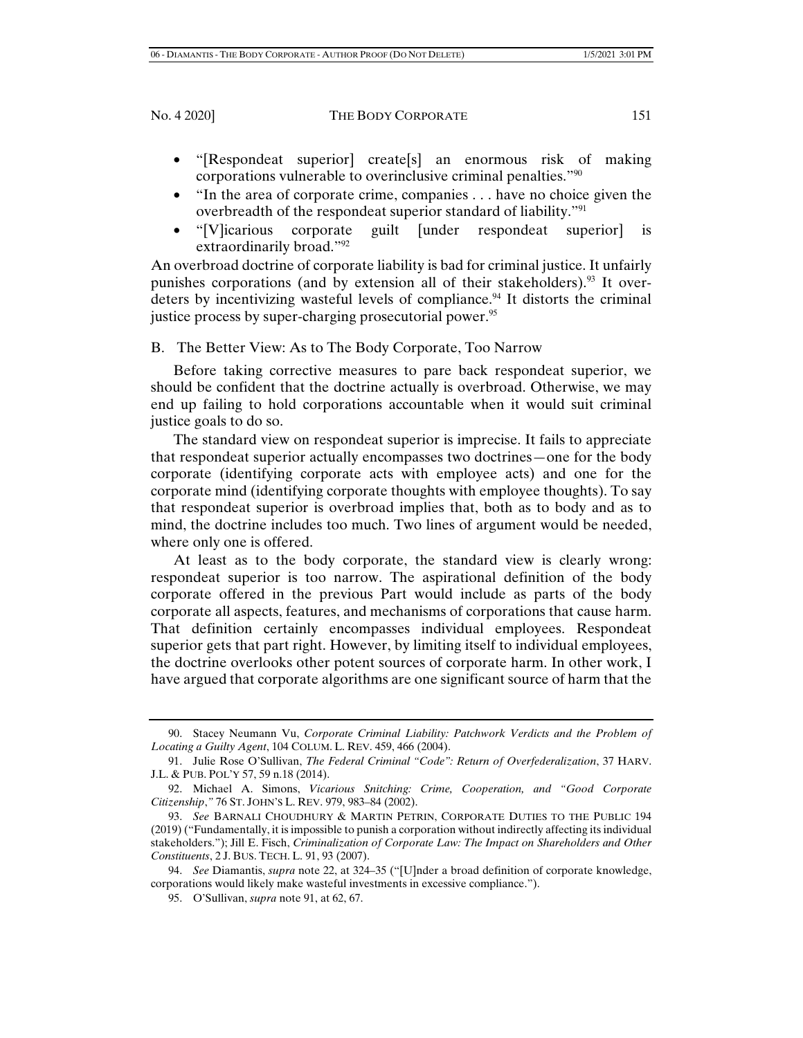- "[Respondeat superior] create[s] an enormous risk of making corporations vulnerable to overinclusive criminal penalties."[90]
- "In the area of corporate crime, companies . . . have no choice given the overbreadth of the respondeat superior standard of liability."[91]
- "[V]icarious corporate guilt [under respondeat superior] is extraordinarily broad."[92]

An overbroad doctrine of corporate liability is bad for criminal justice. It unfairly punishes corporations (and by extension all of their stakeholders).[93] It over-deters by incentivizing wasteful levels of compliance.[94] It distorts the criminal justice process by super-charging prosecutorial power.[95]

## B. The Better View: As to The Body Corporate, Too Narrow

Before taking corrective measures to pare back respondeat superior, we should be confident that the doctrine actually is overbroad. Otherwise, we may end up failing to hold corporations accountable when it would suit criminal justice goals to do so.

The standard view on respondeat superior is imprecise. It fails to appreciate that respondeat superior actually encompasses two doctrines—one for the body corporate (identifying corporate acts with employee acts) and one for the corporate mind (identifying corporate thoughts with employee thoughts). To say that respondeat superior is overbroad implies that, both as to body and as to mind, the doctrine includes too much. Two lines of argument would be needed, where only one is offered.

At least as to the body corporate, the standard view is clearly wrong: respondeat superior is too narrow. The aspirational definition of the body corporate offered in the previous Part would include as parts of the body corporate all aspects, features, and mechanisms of corporations that cause harm. That definition certainly encompasses individual employees. Respondeat superior gets that part right. However, by limiting itself to individual employees, the doctrine overlooks other potent sources of corporate harm. In other work, I have argued that corporate algorithms are one significant source of harm that the

---

90. Stacey Neumann Vu, *Corporate Criminal Liability: Patchwork Verdicts and the Problem of Locating a Guilty Agent*, 104 COLUM. L. REV. 459, 466 (2004).

91. Julie Rose O'Sullivan, *The Federal Criminal "Code": Return of Overfederalization*, 37 HARV. J.L. & PUB. POL'Y 57, 59 n.18 (2014).

92. Michael A. Simons, *Vicarious Snitching: Crime, Cooperation, and "Good Corporate Citizenship*,*"* 76 ST. JOHN'S L. REV. 979, 983–84 (2002).

93. *See* BARNALI CHOUDHURY & MARTIN PETRIN, CORPORATE DUTIES TO THE PUBLIC 194 (2019) ("Fundamentally, it is impossible to punish a corporation without indirectly affecting its individual stakeholders."); Jill E. Fisch, *Criminalization of Corporate Law: The Impact on Shareholders and Other Constituents*, 2 J. BUS. TECH. L. 91, 93 (2007).

94. *See* Diamantis, *supra* note 22, at 324–35 ("[U]nder a broad definition of corporate knowledge, corporations would likely make wasteful investments in excessive compliance.").

95. O'Sullivan, *supra* note 91, at 62, 67.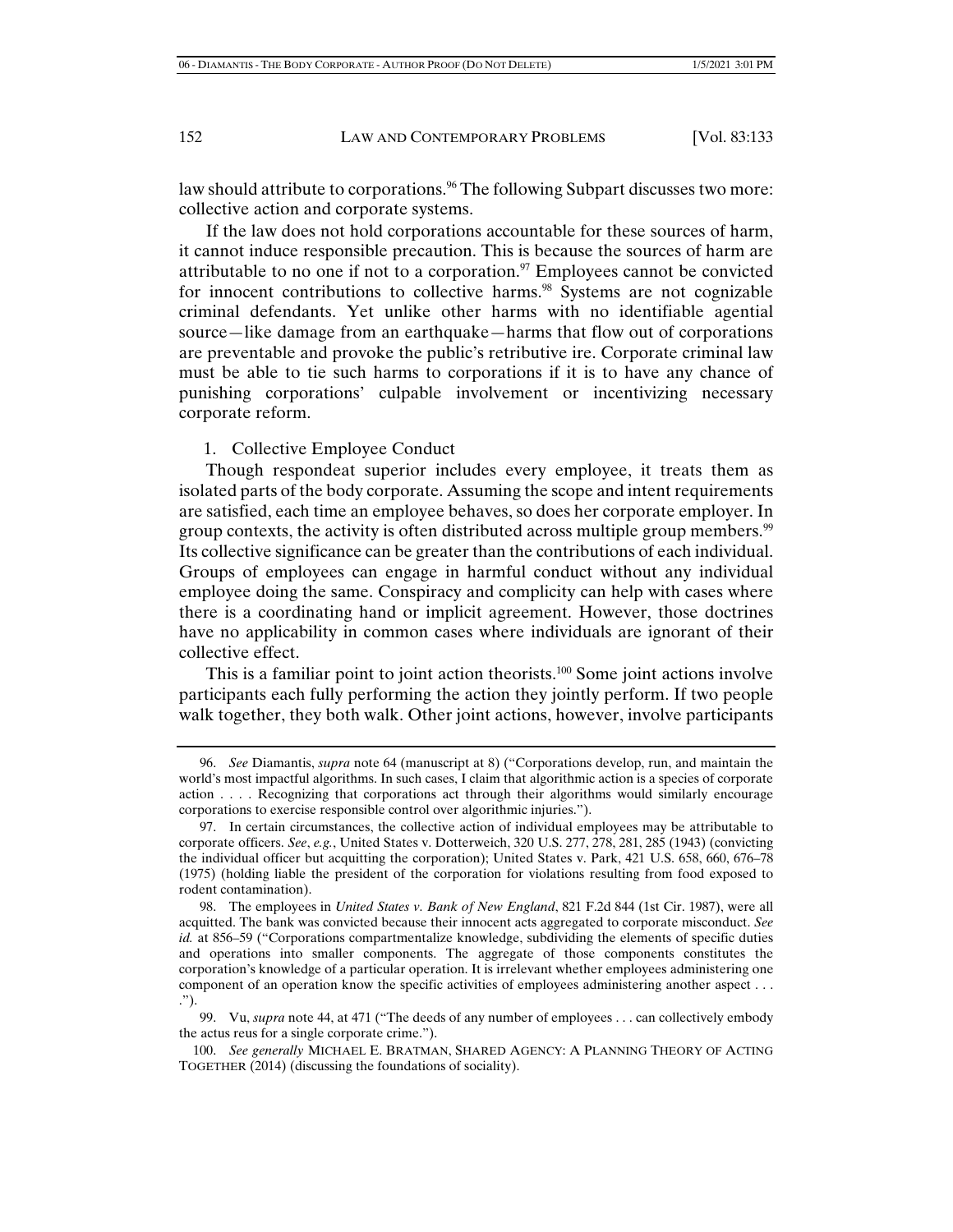law should attribute to corporations.[96] The following Subpart discusses two more: collective action and corporate systems.

If the law does not hold corporations accountable for these sources of harm, it cannot induce responsible precaution. This is because the sources of harm are attributable to no one if not to a corporation.[97] Employees cannot be convicted for innocent contributions to collective harms.[98] Systems are not cognizable criminal defendants. Yet unlike other harms with no identifiable agential source—like damage from an earthquake—harms that flow out of corporations are preventable and provoke the public's retributive ire. Corporate criminal law must be able to tie such harms to corporations if it is to have any chance of punishing corporations' culpable involvement or incentivizing necessary corporate reform.

1. Collective Employee Conduct

Though respondeat superior includes every employee, it treats them as isolated parts of the body corporate. Assuming the scope and intent requirements are satisfied, each time an employee behaves, so does her corporate employer. In group contexts, the activity is often distributed across multiple group members.[99] Its collective significance can be greater than the contributions of each individual. Groups of employees can engage in harmful conduct without any individual employee doing the same. Conspiracy and complicity can help with cases where there is a coordinating hand or implicit agreement. However, those doctrines have no applicability in common cases where individuals are ignorant of their collective effect.

This is a familiar point to joint action theorists.[100] Some joint actions involve participants each fully performing the action they jointly perform. If two people walk together, they both walk. Other joint actions, however, involve participants

---

96. *See* Diamantis, *supra* note 64 (manuscript at 8) ("Corporations develop, run, and maintain the world's most impactful algorithms. In such cases, I claim that algorithmic action is a species of corporate action . . . . Recognizing that corporations act through their algorithms would similarly encourage corporations to exercise responsible control over algorithmic injuries.").

97. In certain circumstances, the collective action of individual employees may be attributable to corporate officers. *See*, *e.g.*, United States v. Dotterweich, 320 U.S. 277, 278, 281, 285 (1943) (convicting the individual officer but acquitting the corporation); United States v. Park, 421 U.S. 658, 660, 676–78 (1975) (holding liable the president of the corporation for violations resulting from food exposed to rodent contamination).

98. The employees in *United States v. Bank of New England*, 821 F.2d 844 (1st Cir. 1987), were all acquitted. The bank was convicted because their innocent acts aggregated to corporate misconduct. *See id.* at 856–59 ("Corporations compartmentalize knowledge, subdividing the elements of specific duties and operations into smaller components. The aggregate of those components constitutes the corporation's knowledge of a particular operation. It is irrelevant whether employees administering one component of an operation know the specific activities of employees administering another aspect . . . .").

99. Vu, *supra* note 44, at 471 ("The deeds of any number of employees . . . can collectively embody the actus reus for a single corporate crime.").

100. *See generally* MICHAEL E. BRATMAN, SHARED AGENCY: A PLANNING THEORY OF ACTING TOGETHER (2014) (discussing the foundations of sociality).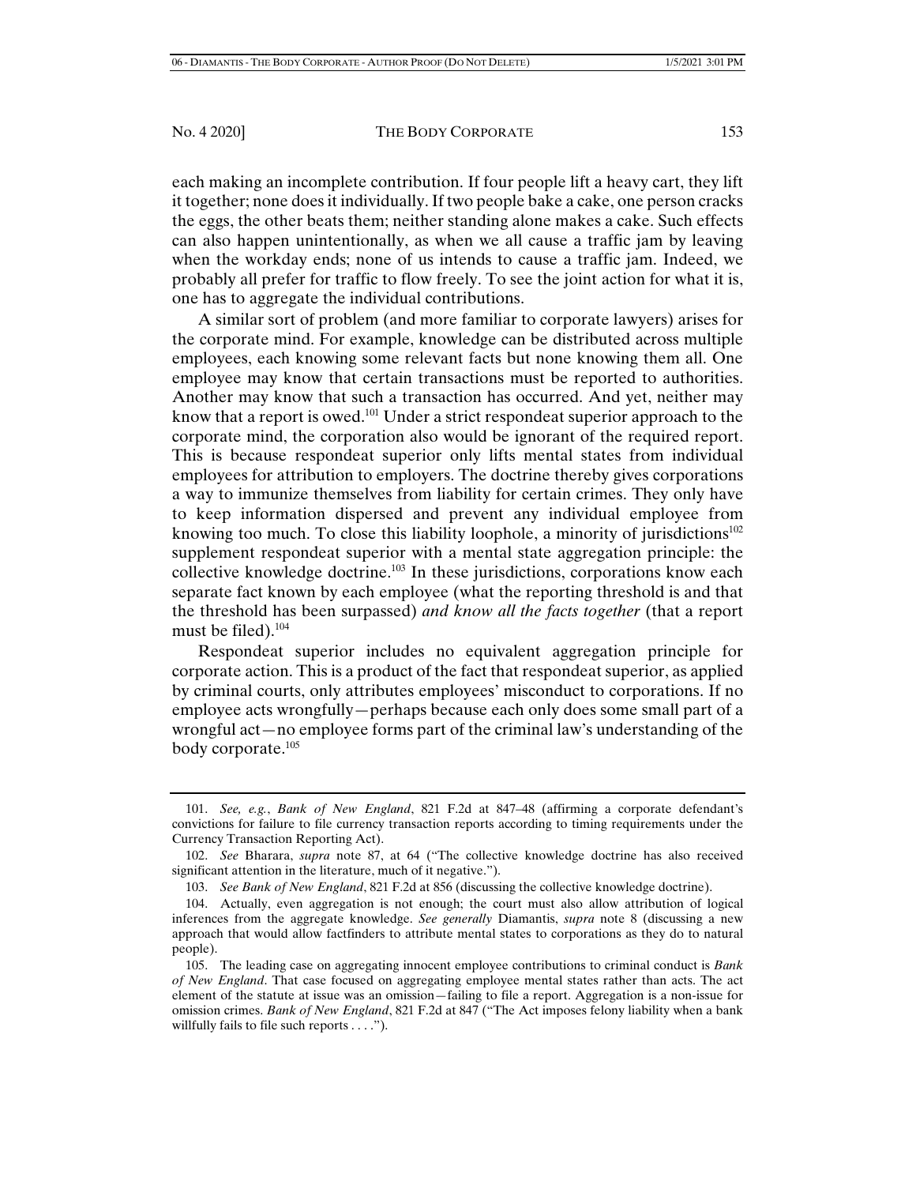each making an incomplete contribution. If four people lift a heavy cart, they lift it together; none does it individually. If two people bake a cake, one person cracks the eggs, the other beats them; neither standing alone makes a cake. Such effects can also happen unintentionally, as when we all cause a traffic jam by leaving when the workday ends; none of us intends to cause a traffic jam. Indeed, we probably all prefer for traffic to flow freely. To see the joint action for what it is, one has to aggregate the individual contributions.

A similar sort of problem (and more familiar to corporate lawyers) arises for the corporate mind. For example, knowledge can be distributed across multiple employees, each knowing some relevant facts but none knowing them all. One employee may know that certain transactions must be reported to authorities. Another may know that such a transaction has occurred. And yet, neither may know that a report is owed.[101] Under a strict respondeat superior approach to the corporate mind, the corporation also would be ignorant of the required report. This is because respondeat superior only lifts mental states from individual employees for attribution to employers. The doctrine thereby gives corporations a way to immunize themselves from liability for certain crimes. They only have to keep information dispersed and prevent any individual employee from knowing too much. To close this liability loophole, a minority of jurisdictions[102] supplement respondeat superior with a mental state aggregation principle: the collective knowledge doctrine.[103] In these jurisdictions, corporations know each separate fact known by each employee (what the reporting threshold is and that the threshold has been surpassed) *and know all the facts together* (that a report must be filed).[104]

Respondeat superior includes no equivalent aggregation principle for corporate action. This is a product of the fact that respondeat superior, as applied by criminal courts, only attributes employees' misconduct to corporations. If no employee acts wrongfully—perhaps because each only does some small part of a wrongful act—no employee forms part of the criminal law's understanding of the body corporate.[105]

---

101. *See, e.g.*, *Bank of New England*, 821 F.2d at 847–48 (affirming a corporate defendant's convictions for failure to file currency transaction reports according to timing requirements under the Currency Transaction Reporting Act).

102. *See* Bharara, *supra* note 87, at 64 ("The collective knowledge doctrine has also received significant attention in the literature, much of it negative.").

103. *See Bank of New England*, 821 F.2d at 856 (discussing the collective knowledge doctrine).

104. Actually, even aggregation is not enough; the court must also allow attribution of logical inferences from the aggregate knowledge. *See generally* Diamantis, *supra* note 8 (discussing a new approach that would allow factfinders to attribute mental states to corporations as they do to natural people).

105. The leading case on aggregating innocent employee contributions to criminal conduct is *Bank of New England*. That case focused on aggregating employee mental states rather than acts. The act element of the statute at issue was an omission—failing to file a report. Aggregation is a non-issue for omission crimes. *Bank of New England*, 821 F.2d at 847 ("The Act imposes felony liability when a bank willfully fails to file such reports . . . .").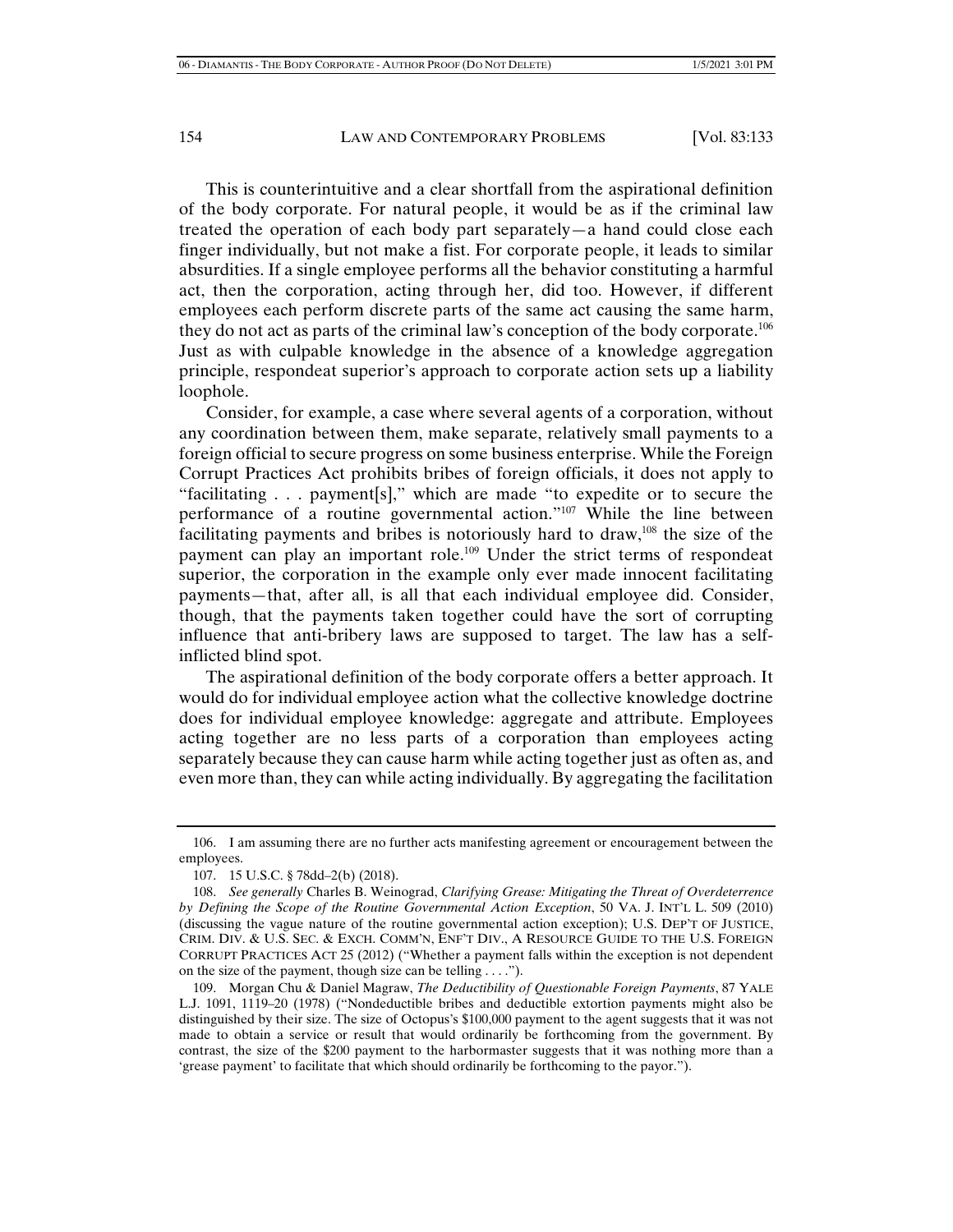This is counterintuitive and a clear shortfall from the aspirational definition of the body corporate. For natural people, it would be as if the criminal law treated the operation of each body part separately—a hand could close each finger individually, but not make a fist. For corporate people, it leads to similar absurdities. If a single employee performs all the behavior constituting a harmful act, then the corporation, acting through her, did too. However, if different employees each perform discrete parts of the same act causing the same harm, they do not act as parts of the criminal law's conception of the body corporate.[106] Just as with culpable knowledge in the absence of a knowledge aggregation principle, respondeat superior's approach to corporate action sets up a liability loophole.

Consider, for example, a case where several agents of a corporation, without any coordination between them, make separate, relatively small payments to a foreign official to secure progress on some business enterprise. While the Foreign Corrupt Practices Act prohibits bribes of foreign officials, it does not apply to "facilitating . . . payment[s]," which are made "to expedite or to secure the performance of a routine governmental action."[107] While the line between facilitating payments and bribes is notoriously hard to draw,[108] the size of the payment can play an important role.[109] Under the strict terms of respondeat superior, the corporation in the example only ever made innocent facilitating payments—that, after all, is all that each individual employee did. Consider, though, that the payments taken together could have the sort of corrupting influence that anti-bribery laws are supposed to target. The law has a self-inflicted blind spot.

The aspirational definition of the body corporate offers a better approach. It would do for individual employee action what the collective knowledge doctrine does for individual employee knowledge: aggregate and attribute. Employees acting together are no less parts of a corporation than employees acting separately because they can cause harm while acting together just as often as, and even more than, they can while acting individually. By aggregating the facilitation

---

106. I am assuming there are no further acts manifesting agreement or encouragement between the employees.

107. 15 U.S.C. § 78dd–2(b) (2018).

108. *See generally* Charles B. Weinograd, *Clarifying Grease: Mitigating the Threat of Overdeterrence by Defining the Scope of the Routine Governmental Action Exception*, 50 VA. J. INT'L L. 509 (2010) (discussing the vague nature of the routine governmental action exception); U.S. DEP'T OF JUSTICE, CRIM. DIV. & U.S. SEC. & EXCH. COMM'N, ENF'T DIV., A RESOURCE GUIDE TO THE U.S. FOREIGN CORRUPT PRACTICES ACT 25 (2012) ("Whether a payment falls within the exception is not dependent on the size of the payment, though size can be telling . . . .").

109. Morgan Chu & Daniel Magraw, *The Deductibility of Questionable Foreign Payments*, 87 YALE L.J. 1091, 1119–20 (1978) ("Nondeductible bribes and deductible extortion payments might also be distinguished by their size. The size of Octopus's $100,000 payment to the agent suggests that it was not made to obtain a service or result that would ordinarily be forthcoming from the government. By contrast, the size of the $200 payment to the harbormaster suggests that it was nothing more than a 'grease payment' to facilitate that which should ordinarily be forthcoming to the payor.").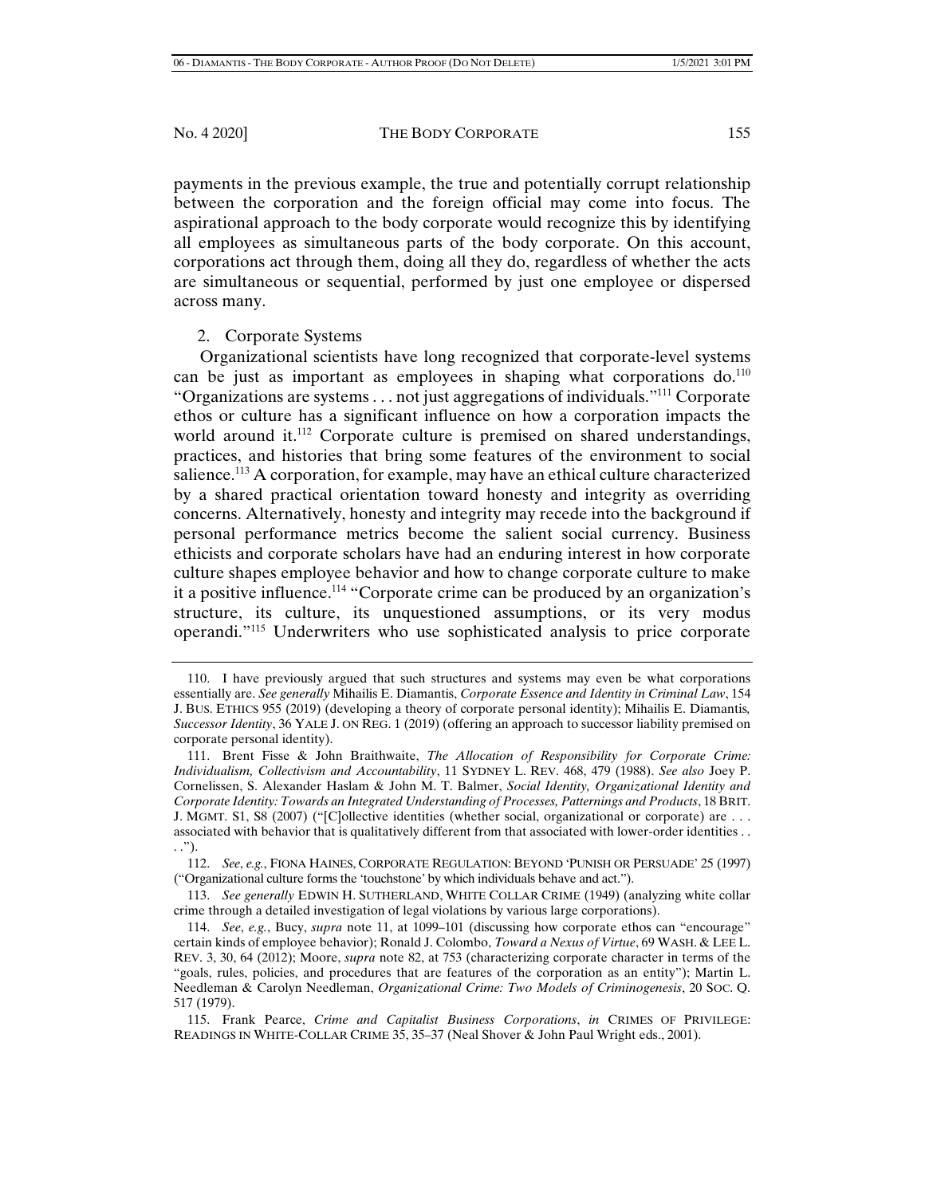payments in the previous example, the true and potentially corrupt relationship between the corporation and the foreign official may come into focus. The aspirational approach to the body corporate would recognize this by identifying all employees as simultaneous parts of the body corporate. On this account, corporations act through them, doing all they do, regardless of whether the acts are simultaneous or sequential, performed by just one employee or dispersed across many.

2. Corporate Systems

Organizational scientists have long recognized that corporate-level systems can be just as important as employees in shaping what corporations do.[110] "Organizations are systems . . . not just aggregations of individuals."[111] Corporate ethos or culture has a significant influence on how a corporation impacts the world around it.[112] Corporate culture is premised on shared understandings, practices, and histories that bring some features of the environment to social salience.[113] A corporation, for example, may have an ethical culture characterized by a shared practical orientation toward honesty and integrity as overriding concerns. Alternatively, honesty and integrity may recede into the background if personal performance metrics become the salient social currency. Business ethicists and corporate scholars have had an enduring interest in how corporate culture shapes employee behavior and how to change corporate culture to make it a positive influence.[114] "Corporate crime can be produced by an organization's structure, its culture, its unquestioned assumptions, or its very modus operandi."[115] Underwriters who use sophisticated analysis to price corporate

110. I have previously argued that such structures and systems may even be what corporations essentially are. *See generally* Mihailis E. Diamantis, *Corporate Essence and Identity in Criminal Law*, 154 J. BUS. ETHICS 955 (2019) (developing a theory of corporate personal identity); Mihailis E. Diamantis, *Successor Identity*, 36 YALE J. ON REG. 1 (2019) (offering an approach to successor liability premised on corporate personal identity).

111. Brent Fisse & John Braithwaite, *The Allocation of Responsibility for Corporate Crime: Individualism, Collectivism and Accountability*, 11 SYDNEY L. REV. 468, 479 (1988). *See also* Joey P. Cornelissen, S. Alexander Haslam & John M. T. Balmer, *Social Identity, Organizational Identity and Corporate Identity: Towards an Integrated Understanding of Processes, Patternings and Products*, 18 BRIT. J. MGMT. S1, S8 (2007) ("[C]ollective identities (whether social, organizational or corporate) are . . . associated with behavior that is qualitatively different from that associated with lower-order identities . . . .").

112. *See, e.g.*, FIONA HAINES, CORPORATE REGULATION: BEYOND 'PUNISH OR PERSUADE' 25 (1997) ("Organizational culture forms the 'touchstone' by which individuals behave and act.").

113. *See generally* EDWIN H. SUTHERLAND, WHITE COLLAR CRIME (1949) (analyzing white collar crime through a detailed investigation of legal violations by various large corporations).

114. *See, e.g.*, Bucy, *supra* note 11, at 1099–101 (discussing how corporate ethos can "encourage" certain kinds of employee behavior); Ronald J. Colombo, *Toward a Nexus of Virtue*, 69 WASH. & LEE L. REV. 3, 30, 64 (2012); Moore, *supra* note 82, at 753 (characterizing corporate character in terms of the "goals, rules, policies, and procedures that are features of the corporation as an entity"); Martin L. Needleman & Carolyn Needleman, *Organizational Crime: Two Models of Criminogenesis*, 20 SOC. Q. 517 (1979).

115. Frank Pearce, *Crime and Capitalist Business Corporations*, *in* CRIMES OF PRIVILEGE: READINGS IN WHITE-COLLAR CRIME 35, 35–37 (Neal Shover & John Paul Wright eds., 2001).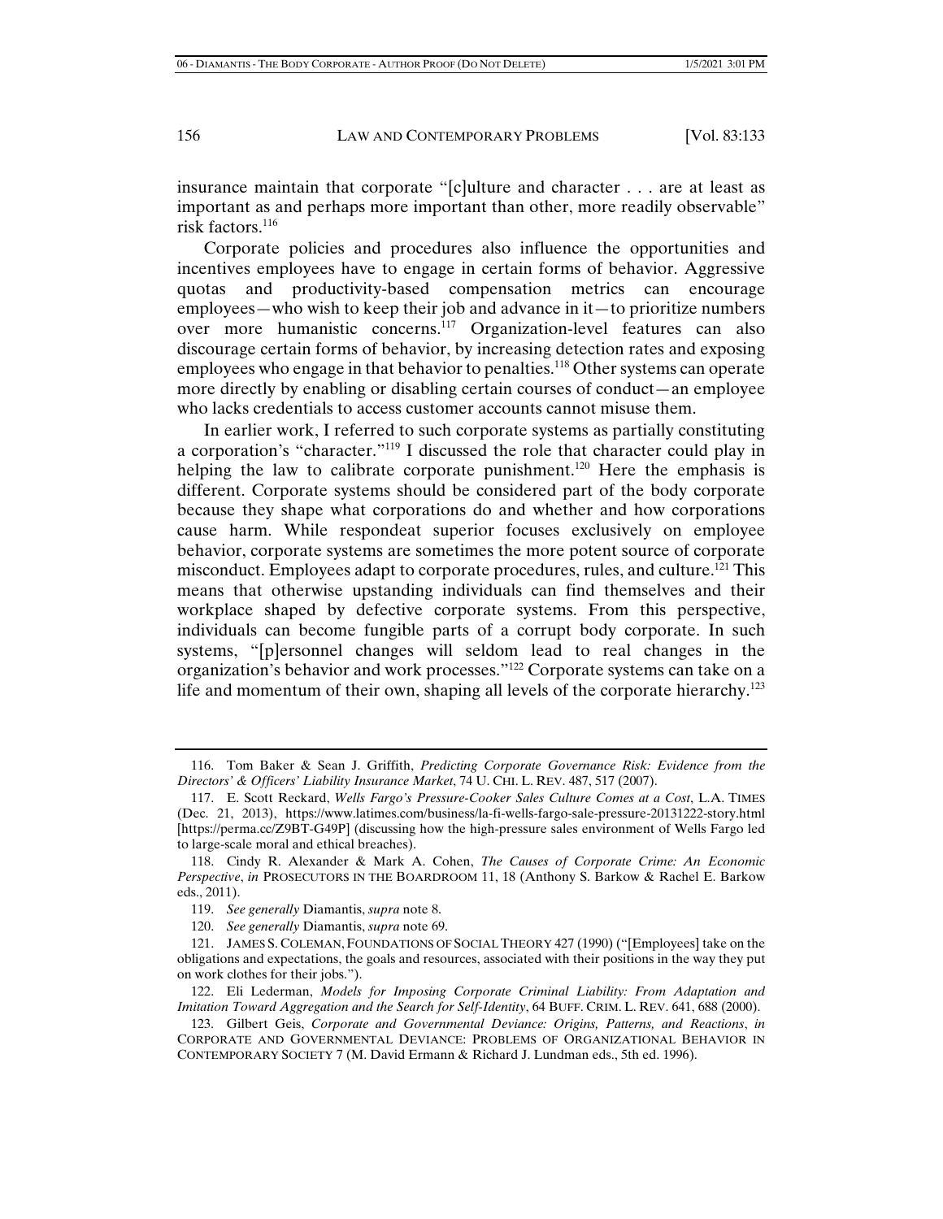insurance maintain that corporate "[c]ulture and character . . . are at least as important as and perhaps more important than other, more readily observable" risk factors.[116]

Corporate policies and procedures also influence the opportunities and incentives employees have to engage in certain forms of behavior. Aggressive quotas and productivity-based compensation metrics can encourage employees—who wish to keep their job and advance in it—to prioritize numbers over more humanistic concerns.[117] Organization-level features can also discourage certain forms of behavior, by increasing detection rates and exposing employees who engage in that behavior to penalties.[118] Other systems can operate more directly by enabling or disabling certain courses of conduct—an employee who lacks credentials to access customer accounts cannot misuse them.

In earlier work, I referred to such corporate systems as partially constituting a corporation's "character."[119] I discussed the role that character could play in helping the law to calibrate corporate punishment.[120] Here the emphasis is different. Corporate systems should be considered part of the body corporate because they shape what corporations do and whether and how corporations cause harm. While respondeat superior focuses exclusively on employee behavior, corporate systems are sometimes the more potent source of corporate misconduct. Employees adapt to corporate procedures, rules, and culture.[121] This means that otherwise upstanding individuals can find themselves and their workplace shaped by defective corporate systems. From this perspective, individuals can become fungible parts of a corrupt body corporate. In such systems, "[p]ersonnel changes will seldom lead to real changes in the organization's behavior and work processes."[122] Corporate systems can take on a life and momentum of their own, shaping all levels of the corporate hierarchy.[123]

---

116. Tom Baker & Sean J. Griffith, *Predicting Corporate Governance Risk: Evidence from the Directors' & Officers' Liability Insurance Market*, 74 U. CHI. L. REV. 487, 517 (2007).

117. E. Scott Reckard, *Wells Fargo's Pressure-Cooker Sales Culture Comes at a Cost*, L.A. TIMES (Dec. 21, 2013), https://www.latimes.com/business/la-fi-wells-fargo-sale-pressure-20131222-story.html [https://perma.cc/Z9BT-G49P] (discussing how the high-pressure sales environment of Wells Fargo led to large-scale moral and ethical breaches).

118. Cindy R. Alexander & Mark A. Cohen, *The Causes of Corporate Crime: An Economic Perspective*, *in* PROSECUTORS IN THE BOARDROOM 11, 18 (Anthony S. Barkow & Rachel E. Barkow eds., 2011).

119. *See generally* Diamantis, *supra* note 8.

120. *See generally* Diamantis, *supra* note 69.

121. JAMES S. COLEMAN, FOUNDATIONS OF SOCIAL THEORY 427 (1990) ("[Employees] take on the obligations and expectations, the goals and resources, associated with their positions in the way they put on work clothes for their jobs.").

122. Eli Lederman, *Models for Imposing Corporate Criminal Liability: From Adaptation and Imitation Toward Aggregation and the Search for Self-Identity*, 64 BUFF. CRIM. L. REV. 641, 688 (2000).

123. Gilbert Geis, *Corporate and Governmental Deviance: Origins, Patterns, and Reactions*, *in* CORPORATE AND GOVERNMENTAL DEVIANCE: PROBLEMS OF ORGANIZATIONAL BEHAVIOR IN CONTEMPORARY SOCIETY 7 (M. David Ermann & Richard J. Lundman eds., 5th ed. 1996).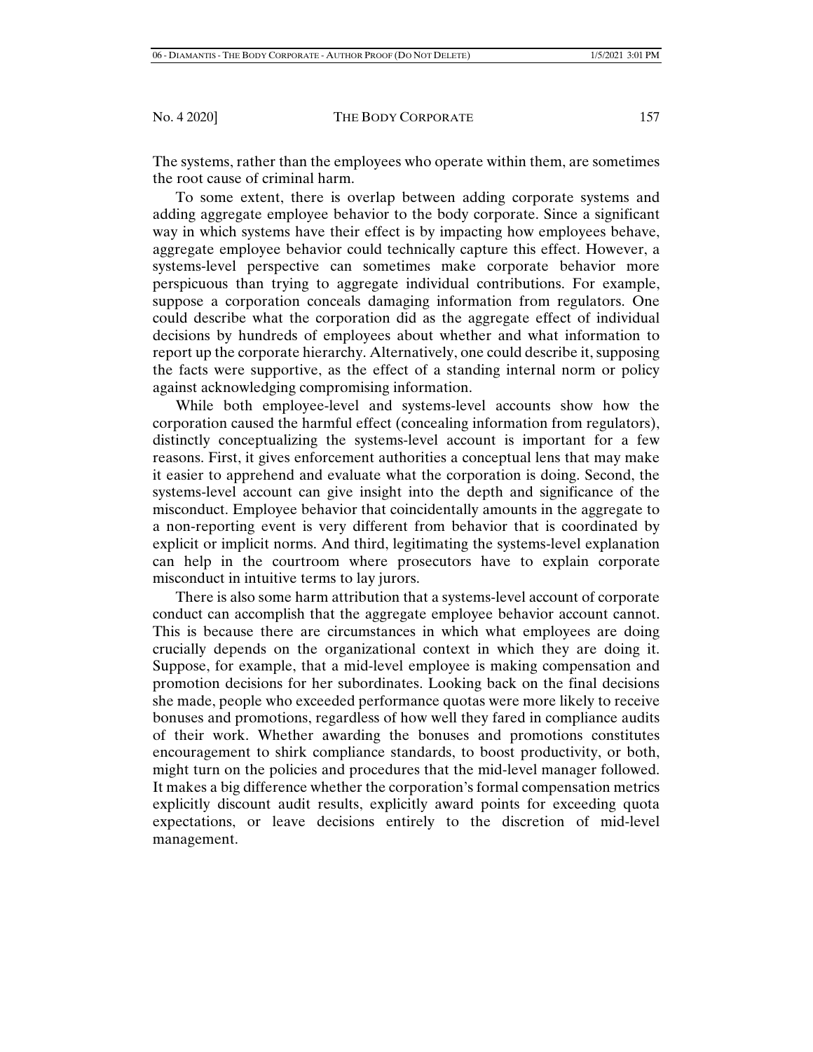The systems, rather than the employees who operate within them, are sometimes the root cause of criminal harm.

To some extent, there is overlap between adding corporate systems and adding aggregate employee behavior to the body corporate. Since a significant way in which systems have their effect is by impacting how employees behave, aggregate employee behavior could technically capture this effect. However, a systems-level perspective can sometimes make corporate behavior more perspicuous than trying to aggregate individual contributions. For example, suppose a corporation conceals damaging information from regulators. One could describe what the corporation did as the aggregate effect of individual decisions by hundreds of employees about whether and what information to report up the corporate hierarchy. Alternatively, one could describe it, supposing the facts were supportive, as the effect of a standing internal norm or policy against acknowledging compromising information.

While both employee-level and systems-level accounts show how the corporation caused the harmful effect (concealing information from regulators), distinctly conceptualizing the systems-level account is important for a few reasons. First, it gives enforcement authorities a conceptual lens that may make it easier to apprehend and evaluate what the corporation is doing. Second, the systems-level account can give insight into the depth and significance of the misconduct. Employee behavior that coincidentally amounts in the aggregate to a non-reporting event is very different from behavior that is coordinated by explicit or implicit norms. And third, legitimating the systems-level explanation can help in the courtroom where prosecutors have to explain corporate misconduct in intuitive terms to lay jurors.

There is also some harm attribution that a systems-level account of corporate conduct can accomplish that the aggregate employee behavior account cannot. This is because there are circumstances in which what employees are doing crucially depends on the organizational context in which they are doing it. Suppose, for example, that a mid-level employee is making compensation and promotion decisions for her subordinates. Looking back on the final decisions she made, people who exceeded performance quotas were more likely to receive bonuses and promotions, regardless of how well they fared in compliance audits of their work. Whether awarding the bonuses and promotions constitutes encouragement to shirk compliance standards, to boost productivity, or both, might turn on the policies and procedures that the mid-level manager followed. It makes a big difference whether the corporation's formal compensation metrics explicitly discount audit results, explicitly award points for exceeding quota expectations, or leave decisions entirely to the discretion of mid-level management.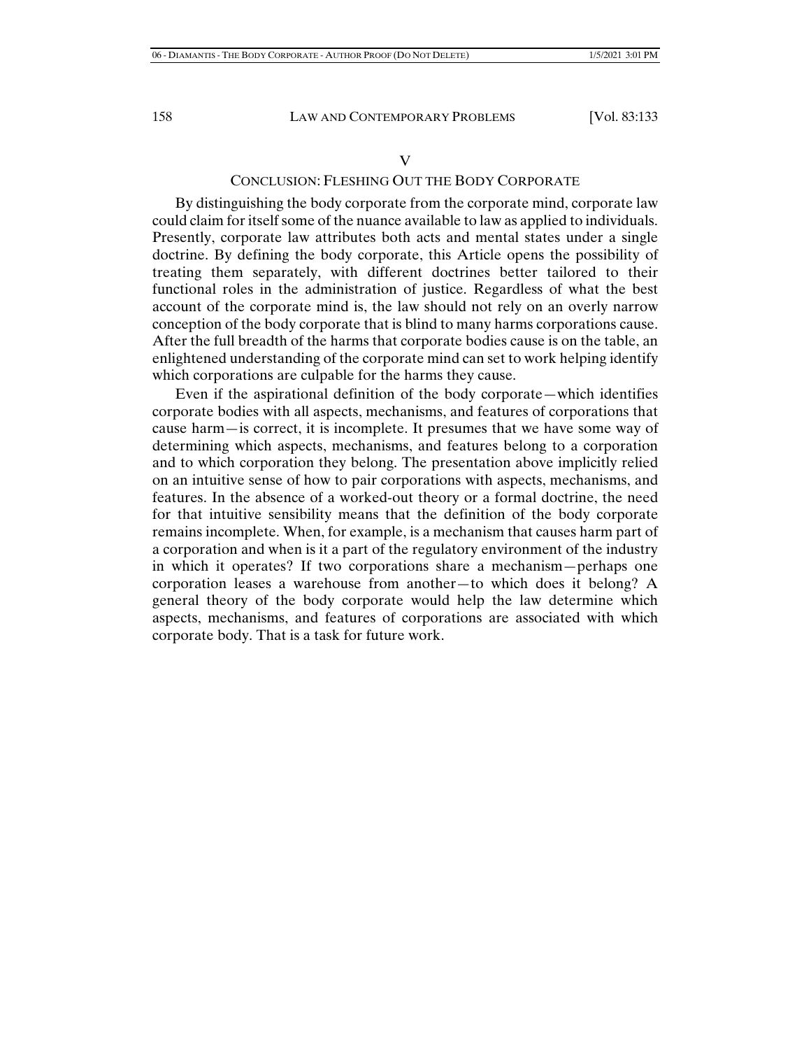## V

## CONCLUSION: FLESHING OUT THE BODY CORPORATE

By distinguishing the body corporate from the corporate mind, corporate law could claim for itself some of the nuance available to law as applied to individuals. Presently, corporate law attributes both acts and mental states under a single doctrine. By defining the body corporate, this Article opens the possibility of treating them separately, with different doctrines better tailored to their functional roles in the administration of justice. Regardless of what the best account of the corporate mind is, the law should not rely on an overly narrow conception of the body corporate that is blind to many harms corporations cause. After the full breadth of the harms that corporate bodies cause is on the table, an enlightened understanding of the corporate mind can set to work helping identify which corporations are culpable for the harms they cause.

Even if the aspirational definition of the body corporate—which identifies corporate bodies with all aspects, mechanisms, and features of corporations that cause harm—is correct, it is incomplete. It presumes that we have some way of determining which aspects, mechanisms, and features belong to a corporation and to which corporation they belong. The presentation above implicitly relied on an intuitive sense of how to pair corporations with aspects, mechanisms, and features. In the absence of a worked-out theory or a formal doctrine, the need for that intuitive sensibility means that the definition of the body corporate remains incomplete. When, for example, is a mechanism that causes harm part of a corporation and when is it a part of the regulatory environment of the industry in which it operates? If two corporations share a mechanism—perhaps one corporation leases a warehouse from another—to which does it belong? A general theory of the body corporate would help the law determine which aspects, mechanisms, and features of corporations are associated with which corporate body. That is a task for future work.